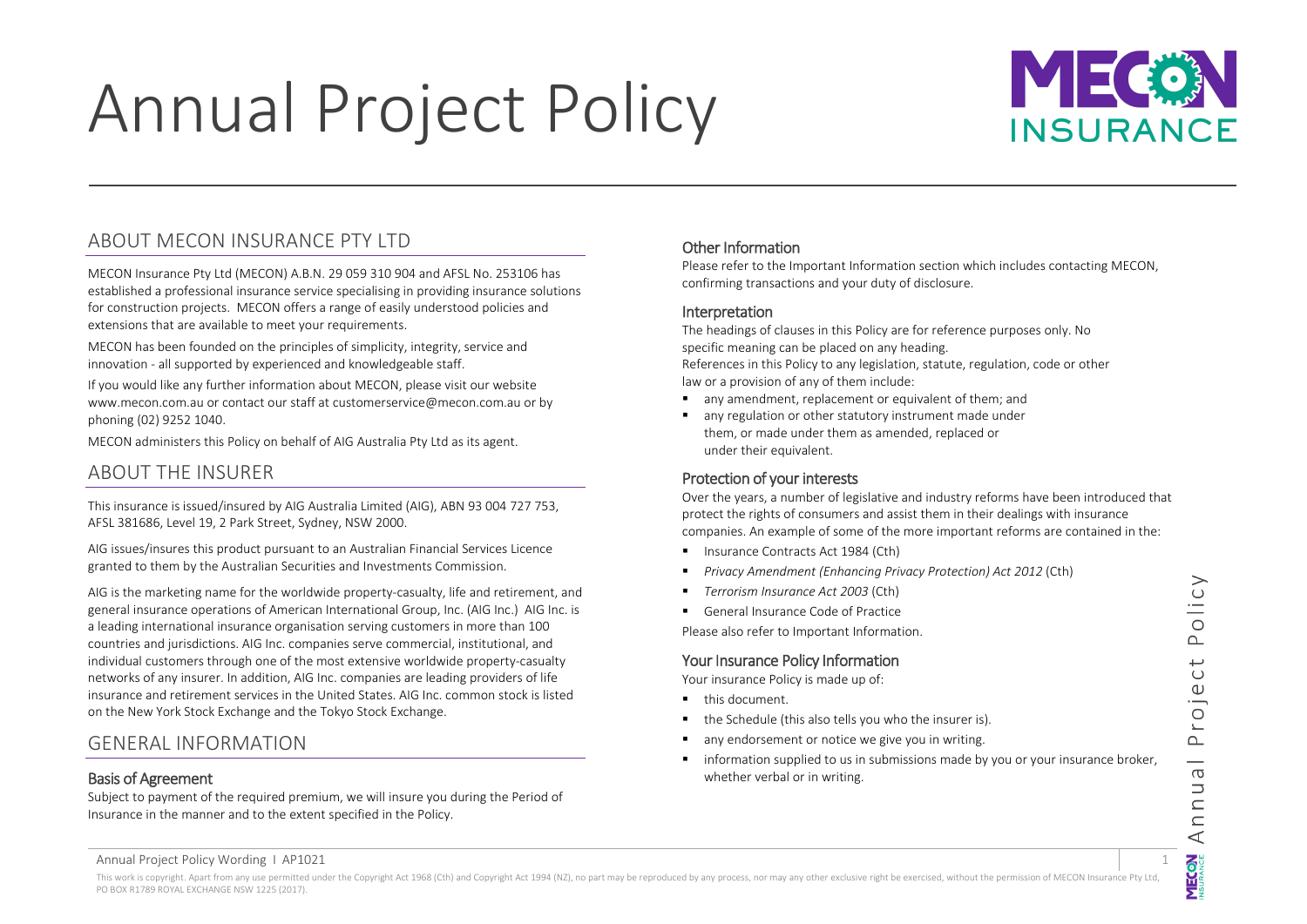# Annual Project Policy

## ABOUT MECON INSURANCE PTY LTD

MECON Insurance Pty Ltd (MECON) A.B.N. 29 059 310 904 and AFSL No. 253106 has established a professional insurance service specialising in providing insurance solutions for construction projects. MECON offers a range of easily understood policies and extensions that are available to meet your requirements.

MECON has been founded on the principles of simplicity, integrity, service and innovation - all supported by experienced and knowledgeable staff.

If you would like any further information about MECON, please visit our website www.mecon.com.au or contact our staff at customerservice@mecon.com.au or by phoning (02) 9252 1040.

MECON administers this Policy on behalf of AIG Australia Pty Ltd as its agent.

## ABOUT THE INSURER

This insurance is issued/insured by AIG Australia Limited (AIG), ABN 93 004 727 753, AFSL 381686, Level 19, 2 Park Street, Sydney, NSW 2000.

AIG issues/insures this product pursuant to an Australian Financial Services Licence granted to them by the Australian Securities and Investments Commission.

AIG is the marketing name for the worldwide property-casualty, life and retirement, and general insurance operations of American International Group, Inc. (AIG Inc.) AIG Inc. is a leading international insurance organisation serving customers in more than 100 countries and jurisdictions. AIG Inc. companies serve commercial, institutional, and individual customers through one of the most extensive worldwide property-casualty networks of any insurer. In addition, AIG Inc. companies are leading providers of life insurance and retirement services in the United States. AIG Inc. common stock is listed on the New York Stock Exchange and the Tokyo Stock Exchange.

## GENERAL INFORMATION

### Basis of Agreement

Subject to payment of the required premium, we will insure you during the Period of Insurance in the manner and to the extent specified in the Policy.

### Other Information

Please refer to the Important Information section which includes contacting MECON, confirming transactions and your duty of disclosure.

### Interpretation

The headings of clauses in this Policy are for reference purposes only. No specific meaning can be placed on any heading.

References in this Policy to any legislation, statute, regulation, code or other law or a provision of any of them include:

- any amendment, replacement or equivalent of them; and
- any regulation or other statutory instrument made under them, or made under them as amended, replaced or under their equivalent.

### Protection of your interests

Over the years, a number of legislative and industry reforms have been introduced that protect the rights of consumers and assist them in their dealings with insurance companies. An example of some of the more important reforms are contained in the:

- Insurance Contracts Act 1984 (Cth)
- *Privacy Amendment (Enhancing Privacy Protection) Act 2012* (Cth)
- *Terrorism Insurance Act 2003* (Cth)
- General Insurance Code of Practice

Please also refer to Important Information.

### Your Insurance Policy Information

Your insurance Policy is made up of:

- this document.
- the Schedule (this also tells you who the insurer is).
- any endorsement or notice we give you in writing.
- information supplied to us in submissions made by you or your insurance broker, whether verbal or in writing.

This work is copyright. Apart from any use permitted under the Copyright Act 1968 (Cth) and Copyright Act 1994 (NZ), no part may be reproduced by any process, nor may any other exclusive right be exercised, without the permission of MECON Insurance Pty Ltd, PO BOX R1789 ROYAL EXCHANGE NSW 1225 (2017).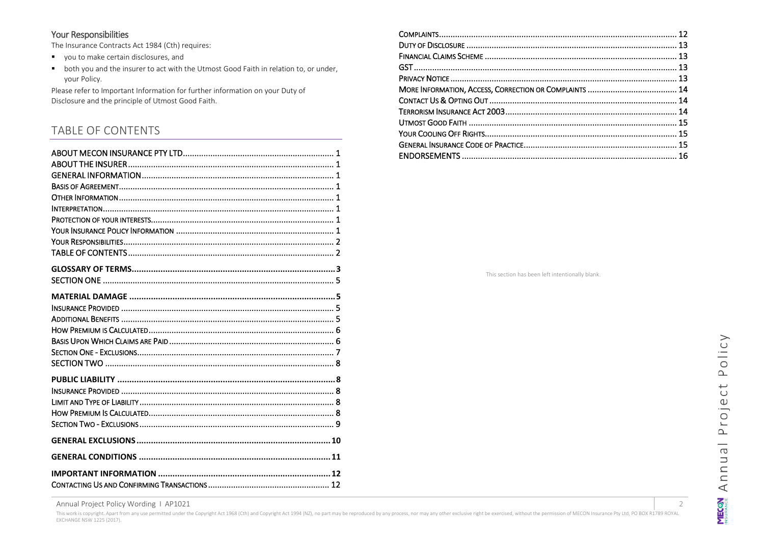### Your Responsibilities

The Insurance Contracts Act 1984 (Cth) requires:

- you to make certain disclosures, and
- both you and the insurer to act with the Utmost Good Faith in relation to, or under, your Policy.

Please refer to Important Information for further information on your Duty of Disclosure and the principle of Utmost Good Faith.

## TABLE OF CONTENTS

ABOUT MECON INSURANCE PTY LTD....... 1
ABOUT THE INSURER....... 1
GENERAL INFORMATION....... 1
Basis of Agreement....... 1
Other Information....... 1
Interpretation....... 1
Protection of your interests....... 1
Your Insurance Policy Information....... 1
Your Responsibilities....... 2
TABLE OF CONTENTS....... 2

**GLOSSARY OF TERMS....... 3**
SECTION ONE....... 5

**MATERIAL DAMAGE....... 5**
Insurance Provided....... 5
Additional Benefits....... 5
How Premium is Calculated....... 6
Basis Upon Which Claims are Paid....... 6
Section One - Exclusions....... 7
SECTION TWO....... 8

**PUBLIC LIABILITY....... 8**
Insurance Provided....... 8
Limit and Type of Liability....... 8
How Premium Is Calculated....... 8
Section Two - Exclusions....... 9

**GENERAL EXCLUSIONS....... 10**

**GENERAL CONDITIONS....... 11**

**IMPORTANT INFORMATION....... 12**
Contacting Us and Confirming Transactions....... 12
Complaints....... 12
Duty of Disclosure....... 13
Financial Claims Scheme....... 13
GST....... 13
Privacy Notice....... 13
More Information, Access, Correction or Complaints....... 14
Contact Us & Opting Out....... 14
Terrorism Insurance Act 2003....... 14
Utmost Good Faith....... 15
Your Cooling Off Rights....... 15
General Insurance Code of Practice....... 15
ENDORSEMENTS....... 16

This section has been left intentionally blank.

This work is copyright. Apart from any use permitted under the Copyright Act 1968 (Cth) and Copyright Act 1994 (NZ), no part may be reproduced by any process, nor may any other exclusive right be exercised, without the permission of MECON Insurance Pty Ltd, PO BOX R1789 ROYAL EXCHANGE NSW 1225 (2017).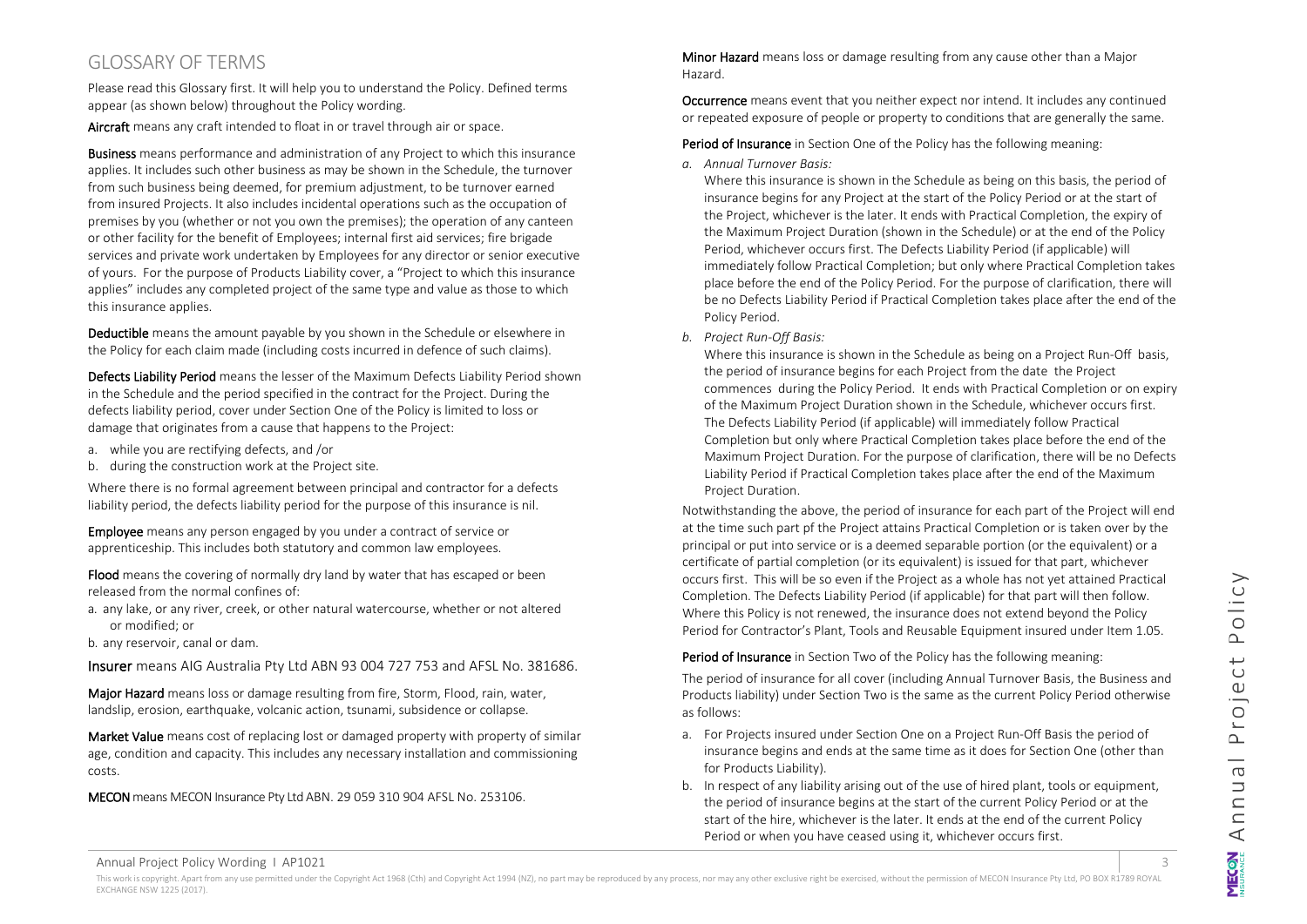## GLOSSARY OF TERMS

Please read this Glossary first. It will help you to understand the Policy. Defined terms appear (as shown below) throughout the Policy wording.

**Aircraft** means any craft intended to float in or travel through air or space.

**Business** means performance and administration of any Project to which this insurance applies. It includes such other business as may be shown in the Schedule, the turnover from such business being deemed, for premium adjustment, to be turnover earned from insured Projects. It also includes incidental operations such as the occupation of premises by you (whether or not you own the premises); the operation of any canteen or other facility for the benefit of Employees; internal first aid services; fire brigade services and private work undertaken by Employees for any director or senior executive of yours. For the purpose of Products Liability cover, a "Project to which this insurance applies" includes any completed project of the same type and value as those to which this insurance applies.

**Deductible** means the amount payable by you shown in the Schedule or elsewhere in the Policy for each claim made (including costs incurred in defence of such claims).

**Defects Liability Period** means the lesser of the Maximum Defects Liability Period shown in the Schedule and the period specified in the contract for the Project. During the defects liability period, cover under Section One of the Policy is limited to loss or damage that originates from a cause that happens to the Project:

a. while you are rectifying defects, and /or
b. during the construction work at the Project site.

Where there is no formal agreement between principal and contractor for a defects liability period, the defects liability period for the purpose of this insurance is nil.

**Employee** means any person engaged by you under a contract of service or apprenticeship. This includes both statutory and common law employees.

**Flood** means the covering of normally dry land by water that has escaped or been released from the normal confines of:

a. any lake, or any river, creek, or other natural watercourse, whether or not altered or modified; or
b. any reservoir, canal or dam.

**Insurer** means AIG Australia Pty Ltd ABN 93 004 727 753 and AFSL No. 381686.

**Major Hazard** means loss or damage resulting from fire, Storm, Flood, rain, water, landslip, erosion, earthquake, volcanic action, tsunami, subsidence or collapse.

**Market Value** means cost of replacing lost or damaged property with property of similar age, condition and capacity. This includes any necessary installation and commissioning costs.

**MECON** means MECON Insurance Pty Ltd ABN. 29 059 310 904 AFSL No. 253106.

**Minor Hazard** means loss or damage resulting from any cause other than a Major Hazard.

**Occurrence** means event that you neither expect nor intend. It includes any continued or repeated exposure of people or property to conditions that are generally the same.

**Period of Insurance** in Section One of the Policy has the following meaning:

a. *Annual Turnover Basis:*

   Where this insurance is shown in the Schedule as being on this basis, the period of insurance begins for any Project at the start of the Policy Period or at the start of the Project, whichever is the later. It ends with Practical Completion, the expiry of the Maximum Project Duration (shown in the Schedule) or at the end of the Policy Period, whichever occurs first. The Defects Liability Period (if applicable) will immediately follow Practical Completion; but only where Practical Completion takes place before the end of the Policy Period. For the purpose of clarification, there will be no Defects Liability Period if Practical Completion takes place after the end of the Policy Period.

b. *Project Run-Off Basis:*

   Where this insurance is shown in the Schedule as being on a Project Run-Off basis, the period of insurance begins for each Project from the date the Project commences during the Policy Period. It ends with Practical Completion or on expiry of the Maximum Project Duration shown in the Schedule, whichever occurs first. The Defects Liability Period (if applicable) will immediately follow Practical Completion but only where Practical Completion takes place before the end of the Maximum Project Duration. For the purpose of clarification, there will be no Defects Liability Period if Practical Completion takes place after the end of the Maximum Project Duration.

Notwithstanding the above, the period of insurance for each part of the Project will end at the time such part pf the Project attains Practical Completion or is taken over by the principal or put into service or is a deemed separable portion (or the equivalent) or a certificate of partial completion (or its equivalent) is issued for that part, whichever occurs first. This will be so even if the Project as a whole has not yet attained Practical Completion. The Defects Liability Period (if applicable) for that part will then follow. Where this Policy is not renewed, the insurance does not extend beyond the Policy Period for Contractor's Plant, Tools and Reusable Equipment insured under Item 1.05.

**Period of Insurance** in Section Two of the Policy has the following meaning:

The period of insurance for all cover (including Annual Turnover Basis, the Business and Products liability) under Section Two is the same as the current Policy Period otherwise as follows:

a. For Projects insured under Section One on a Project Run-Off Basis the period of insurance begins and ends at the same time as it does for Section One (other than for Products Liability).
b. In respect of any liability arising out of the use of hired plant, tools or equipment, the period of insurance begins at the start of the current Policy Period or at the start of the hire, whichever is the later. It ends at the end of the current Policy Period or when you have ceased using it, whichever occurs first.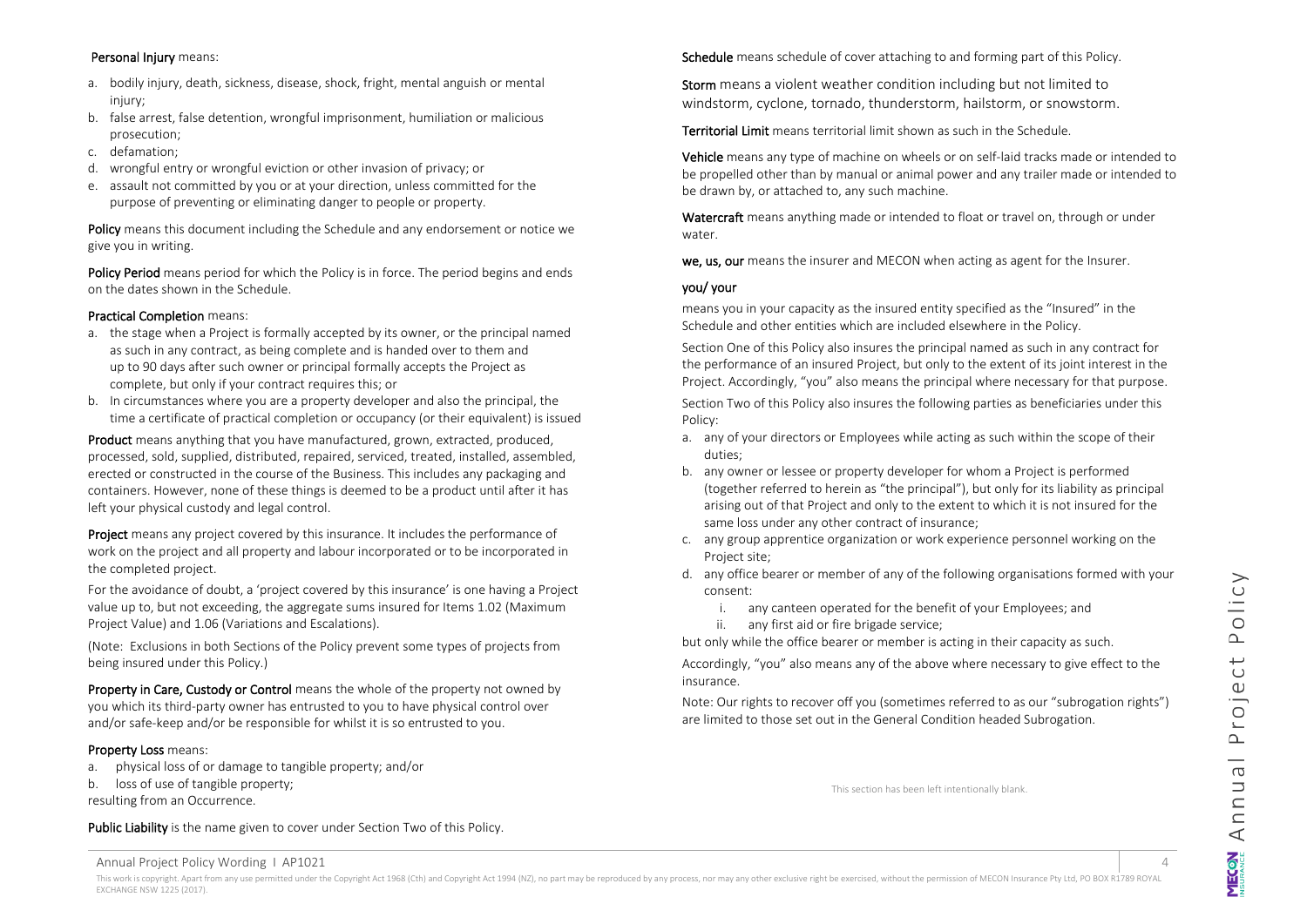**Personal Injury** means:

a. bodily injury, death, sickness, disease, shock, fright, mental anguish or mental injury;
b. false arrest, false detention, wrongful imprisonment, humiliation or malicious prosecution;
c. defamation;
d. wrongful entry or wrongful eviction or other invasion of privacy; or
e. assault not committed by you or at your direction, unless committed for the purpose of preventing or eliminating danger to people or property.

**Policy** means this document including the Schedule and any endorsement or notice we give you in writing.

**Policy Period** means period for which the Policy is in force. The period begins and ends on the dates shown in the Schedule.

**Practical Completion** means:

a. the stage when a Project is formally accepted by its owner, or the principal named as such in any contract, as being complete and is handed over to them and up to 90 days after such owner or principal formally accepts the Project as complete, but only if your contract requires this; or
b. In circumstances where you are a property developer and also the principal, the time a certificate of practical completion or occupancy (or their equivalent) is issued

**Product** means anything that you have manufactured, grown, extracted, produced, processed, sold, supplied, distributed, repaired, serviced, treated, installed, assembled, erected or constructed in the course of the Business. This includes any packaging and containers. However, none of these things is deemed to be a product until after it has left your physical custody and legal control.

**Project** means any project covered by this insurance. It includes the performance of work on the project and all property and labour incorporated or to be incorporated in the completed project.

For the avoidance of doubt, a 'project covered by this insurance' is one having a Project value up to, but not exceeding, the aggregate sums insured for Items 1.02 (Maximum Project Value) and 1.06 (Variations and Escalations).

(Note: Exclusions in both Sections of the Policy prevent some types of projects from being insured under this Policy.)

**Property in Care, Custody or Control** means the whole of the property not owned by you which its third-party owner has entrusted to you to have physical control over and/or safe-keep and/or be responsible for whilst it is so entrusted to you.

**Property Loss** means:

a. physical loss of or damage to tangible property; and/or
b. loss of use of tangible property;

resulting from an Occurrence.

**Public Liability** is the name given to cover under Section Two of this Policy.

**Schedule** means schedule of cover attaching to and forming part of this Policy.

**Storm** means a violent weather condition including but not limited to windstorm, cyclone, tornado, thunderstorm, hailstorm, or snowstorm.

**Territorial Limit** means territorial limit shown as such in the Schedule.

**Vehicle** means any type of machine on wheels or on self-laid tracks made or intended to be propelled other than by manual or animal power and any trailer made or intended to be drawn by, or attached to, any such machine.

**Watercraft** means anything made or intended to float or travel on, through or under water.

**we, us, our** means the insurer and MECON when acting as agent for the Insurer.

**you/ your**

means you in your capacity as the insured entity specified as the "Insured" in the Schedule and other entities which are included elsewhere in the Policy.

Section One of this Policy also insures the principal named as such in any contract for the performance of an insured Project, but only to the extent of its joint interest in the Project. Accordingly, "you" also means the principal where necessary for that purpose.

Section Two of this Policy also insures the following parties as beneficiaries under this Policy:

a. any of your directors or Employees while acting as such within the scope of their duties;
b. any owner or lessee or property developer for whom a Project is performed (together referred to herein as "the principal"), but only for its liability as principal arising out of that Project and only to the extent to which it is not insured for the same loss under any other contract of insurance;
c. any group apprentice organization or work experience personnel working on the Project site;
d. any office bearer or member of any of the following organisations formed with your consent:
    i. any canteen operated for the benefit of your Employees; and
    ii. any first aid or fire brigade service;

but only while the office bearer or member is acting in their capacity as such.

Accordingly, "you" also means any of the above where necessary to give effect to the insurance.

Note: Our rights to recover off you (sometimes referred to as our "subrogation rights") are limited to those set out in the General Condition headed Subrogation.

This section has been left intentionally blank.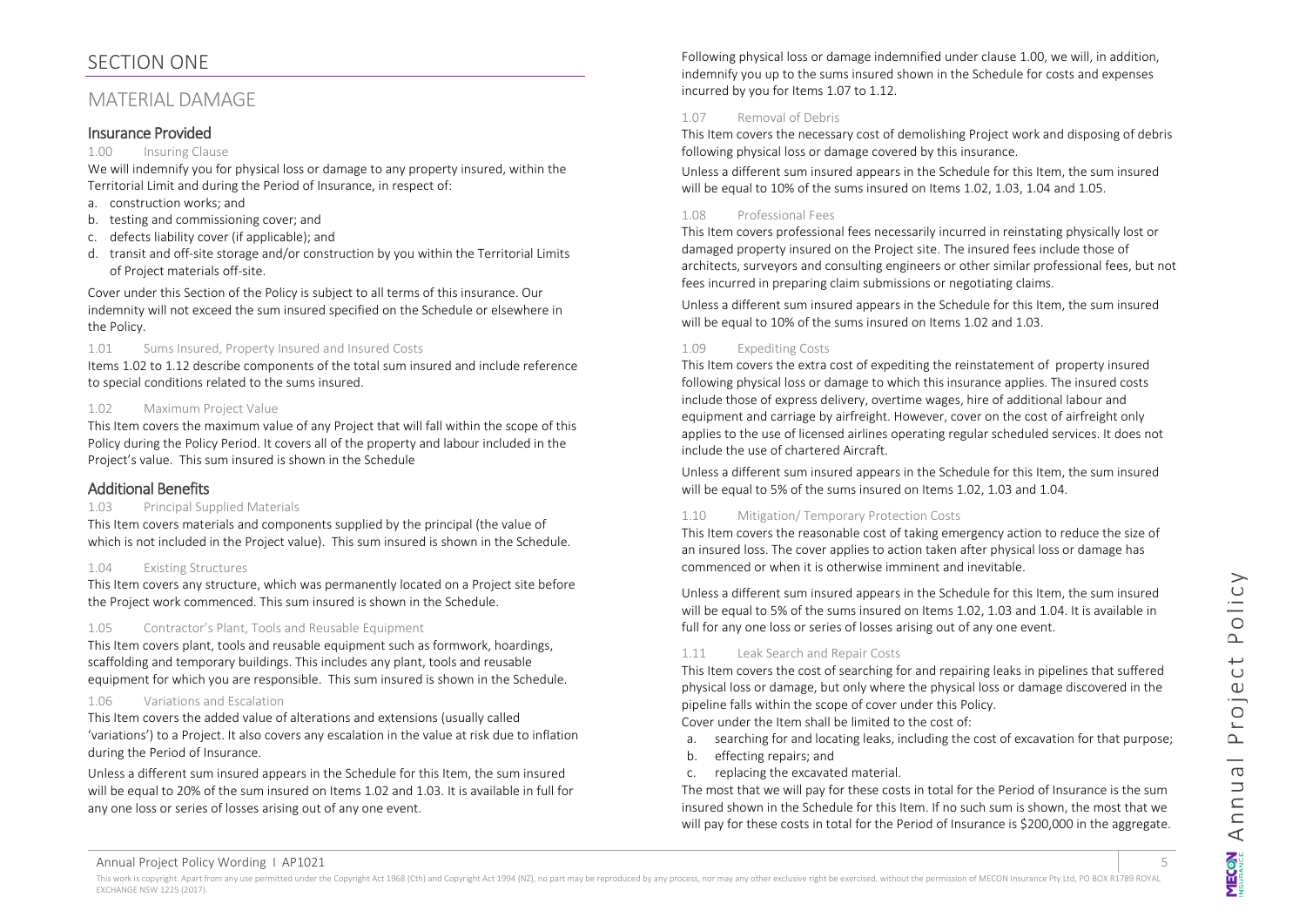# SECTION ONE

## MATERIAL DAMAGE

### Insurance Provided

1.00 Insuring Clause

We will indemnify you for physical loss or damage to any property insured, within the Territorial Limit and during the Period of Insurance, in respect of:

a. construction works; and
b. testing and commissioning cover; and
c. defects liability cover (if applicable); and
d. transit and off-site storage and/or construction by you within the Territorial Limits of Project materials off-site.

Cover under this Section of the Policy is subject to all terms of this insurance. Our indemnity will not exceed the sum insured specified on the Schedule or elsewhere in the Policy.

1.01 Sums Insured, Property Insured and Insured Costs

Items 1.02 to 1.12 describe components of the total sum insured and include reference to special conditions related to the sums insured.

1.02 Maximum Project Value

This Item covers the maximum value of any Project that will fall within the scope of this Policy during the Policy Period. It covers all of the property and labour included in the Project's value. This sum insured is shown in the Schedule

### Additional Benefits

1.03 Principal Supplied Materials

This Item covers materials and components supplied by the principal (the value of which is not included in the Project value). This sum insured is shown in the Schedule.

1.04 Existing Structures

This Item covers any structure, which was permanently located on a Project site before the Project work commenced. This sum insured is shown in the Schedule.

1.05 Contractor's Plant, Tools and Reusable Equipment

This Item covers plant, tools and reusable equipment such as formwork, hoardings, scaffolding and temporary buildings. This includes any plant, tools and reusable equipment for which you are responsible. This sum insured is shown in the Schedule.

1.06 Variations and Escalation

This Item covers the added value of alterations and extensions (usually called 'variations') to a Project. It also covers any escalation in the value at risk due to inflation during the Period of Insurance.

Unless a different sum insured appears in the Schedule for this Item, the sum insured will be equal to 20% of the sum insured on Items 1.02 and 1.03. It is available in full for any one loss or series of losses arising out of any one event.

Following physical loss or damage indemnified under clause 1.00, we will, in addition, indemnify you up to the sums insured shown in the Schedule for costs and expenses incurred by you for Items 1.07 to 1.12.

1.07 Removal of Debris

This Item covers the necessary cost of demolishing Project work and disposing of debris following physical loss or damage covered by this insurance.

Unless a different sum insured appears in the Schedule for this Item, the sum insured will be equal to 10% of the sums insured on Items 1.02, 1.03, 1.04 and 1.05.

1.08 Professional Fees

This Item covers professional fees necessarily incurred in reinstating physically lost or damaged property insured on the Project site. The insured fees include those of architects, surveyors and consulting engineers or other similar professional fees, but not fees incurred in preparing claim submissions or negotiating claims.

Unless a different sum insured appears in the Schedule for this Item, the sum insured will be equal to 10% of the sums insured on Items 1.02 and 1.03.

1.09 Expediting Costs

This Item covers the extra cost of expediting the reinstatement of property insured following physical loss or damage to which this insurance applies. The insured costs include those of express delivery, overtime wages, hire of additional labour and equipment and carriage by airfreight. However, cover on the cost of airfreight only applies to the use of licensed airlines operating regular scheduled services. It does not include the use of chartered Aircraft.

Unless a different sum insured appears in the Schedule for this Item, the sum insured will be equal to 5% of the sums insured on Items 1.02, 1.03 and 1.04.

1.10 Mitigation/ Temporary Protection Costs

This Item covers the reasonable cost of taking emergency action to reduce the size of an insured loss. The cover applies to action taken after physical loss or damage has commenced or when it is otherwise imminent and inevitable.

Unless a different sum insured appears in the Schedule for this Item, the sum insured will be equal to 5% of the sums insured on Items 1.02, 1.03 and 1.04. It is available in full for any one loss or series of losses arising out of any one event.

1.11 Leak Search and Repair Costs

This Item covers the cost of searching for and repairing leaks in pipelines that suffered physical loss or damage, but only where the physical loss or damage discovered in the pipeline falls within the scope of cover under this Policy.

Cover under the Item shall be limited to the cost of:

a. searching for and locating leaks, including the cost of excavation for that purpose;
b. effecting repairs; and
c. replacing the excavated material.

The most that we will pay for these costs in total for the Period of Insurance is the sum insured shown in the Schedule for this Item. If no such sum is shown, the most that we will pay for these costs in total for the Period of Insurance is $200,000 in the aggregate.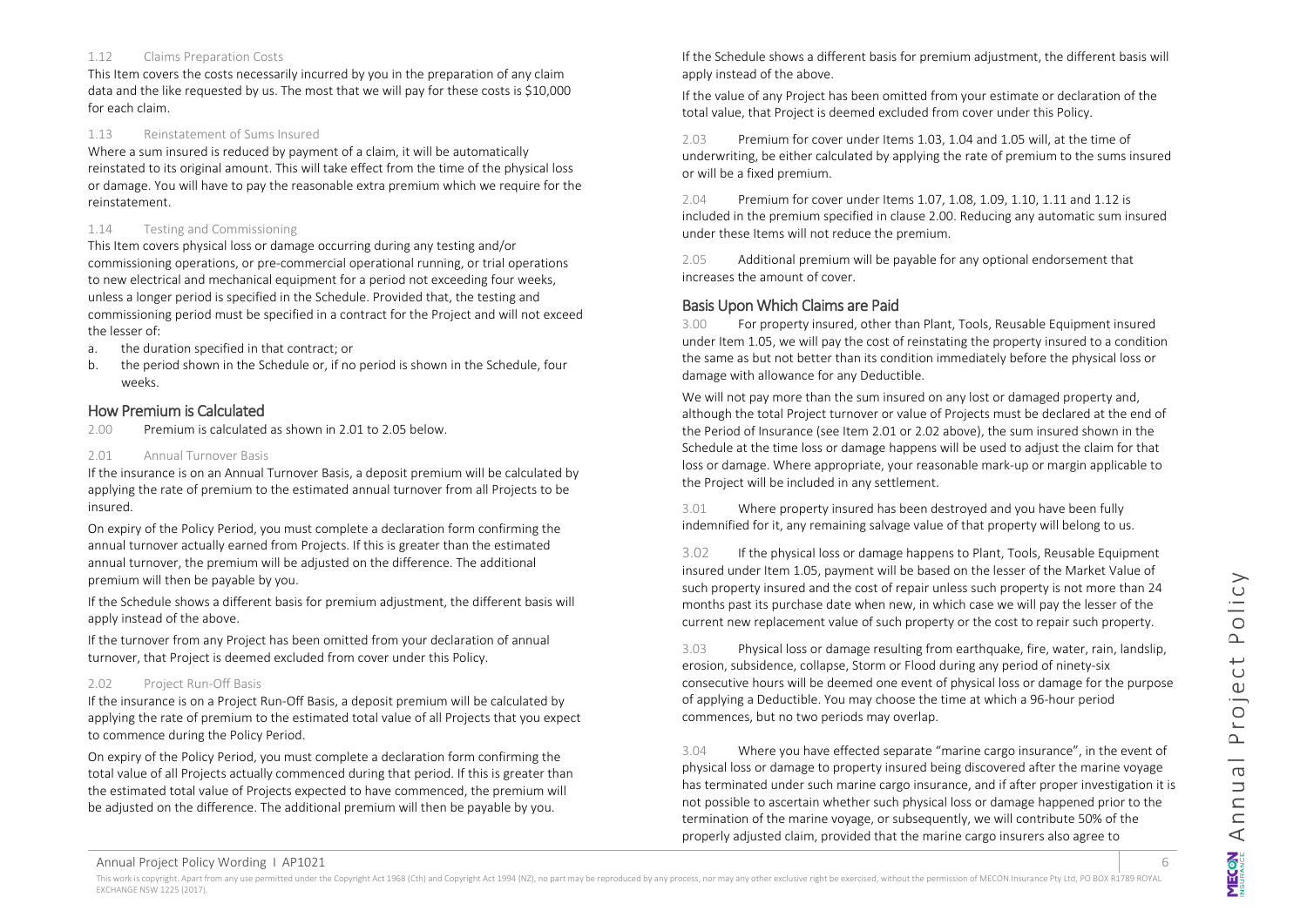1.12 Claims Preparation Costs

This Item covers the costs necessarily incurred by you in the preparation of any claim data and the like requested by us. The most that we will pay for these costs is $10,000 for each claim.

1.13 Reinstatement of Sums Insured

Where a sum insured is reduced by payment of a claim, it will be automatically reinstated to its original amount. This will take effect from the time of the physical loss or damage. You will have to pay the reasonable extra premium which we require for the reinstatement.

1.14 Testing and Commissioning

This Item covers physical loss or damage occurring during any testing and/or commissioning operations, or pre-commercial operational running, or trial operations to new electrical and mechanical equipment for a period not exceeding four weeks, unless a longer period is specified in the Schedule. Provided that, the testing and commissioning period must be specified in a contract for the Project and will not exceed the lesser of:

a. the duration specified in that contract; or
b. the period shown in the Schedule or, if no period is shown in the Schedule, four weeks.

## How Premium is Calculated

2.00 Premium is calculated as shown in 2.01 to 2.05 below.

2.01 Annual Turnover Basis

If the insurance is on an Annual Turnover Basis, a deposit premium will be calculated by applying the rate of premium to the estimated annual turnover from all Projects to be insured.

On expiry of the Policy Period, you must complete a declaration form confirming the annual turnover actually earned from Projects. If this is greater than the estimated annual turnover, the premium will be adjusted on the difference. The additional premium will then be payable by you.

If the Schedule shows a different basis for premium adjustment, the different basis will apply instead of the above.

If the turnover from any Project has been omitted from your declaration of annual turnover, that Project is deemed excluded from cover under this Policy.

2.02 Project Run-Off Basis

If the insurance is on a Project Run-Off Basis, a deposit premium will be calculated by applying the rate of premium to the estimated total value of all Projects that you expect to commence during the Policy Period.

On expiry of the Policy Period, you must complete a declaration form confirming the total value of all Projects actually commenced during that period. If this is greater than the estimated total value of Projects expected to have commenced, the premium will be adjusted on the difference. The additional premium will then be payable by you.

If the Schedule shows a different basis for premium adjustment, the different basis will apply instead of the above.

If the value of any Project has been omitted from your estimate or declaration of the total value, that Project is deemed excluded from cover under this Policy.

2.03 Premium for cover under Items 1.03, 1.04 and 1.05 will, at the time of underwriting, be either calculated by applying the rate of premium to the sums insured or will be a fixed premium.

2.04 Premium for cover under Items 1.07, 1.08, 1.09, 1.10, 1.11 and 1.12 is included in the premium specified in clause 2.00. Reducing any automatic sum insured under these Items will not reduce the premium.

2.05 Additional premium will be payable for any optional endorsement that increases the amount of cover.

## Basis Upon Which Claims are Paid

3.00 For property insured, other than Plant, Tools, Reusable Equipment insured under Item 1.05, we will pay the cost of reinstating the property insured to a condition the same as but not better than its condition immediately before the physical loss or damage with allowance for any Deductible.

We will not pay more than the sum insured on any lost or damaged property and, although the total Project turnover or value of Projects must be declared at the end of the Period of Insurance (see Item 2.01 or 2.02 above), the sum insured shown in the Schedule at the time loss or damage happens will be used to adjust the claim for that loss or damage. Where appropriate, your reasonable mark-up or margin applicable to the Project will be included in any settlement.

3.01 Where property insured has been destroyed and you have been fully indemnified for it, any remaining salvage value of that property will belong to us.

3.02 If the physical loss or damage happens to Plant, Tools, Reusable Equipment insured under Item 1.05, payment will be based on the lesser of the Market Value of such property insured and the cost of repair unless such property is not more than 24 months past its purchase date when new, in which case we will pay the lesser of the current new replacement value of such property or the cost to repair such property.

3.03 Physical loss or damage resulting from earthquake, fire, water, rain, landslip, erosion, subsidence, collapse, Storm or Flood during any period of ninety-six consecutive hours will be deemed one event of physical loss or damage for the purpose of applying a Deductible. You may choose the time at which a 96-hour period commences, but no two periods may overlap.

3.04 Where you have effected separate "marine cargo insurance", in the event of physical loss or damage to property insured being discovered after the marine voyage has terminated under such marine cargo insurance, and if after proper investigation it is not possible to ascertain whether such physical loss or damage happened prior to the termination of the marine voyage, or subsequently, we will contribute 50% of the properly adjusted claim, provided that the marine cargo insurers also agree to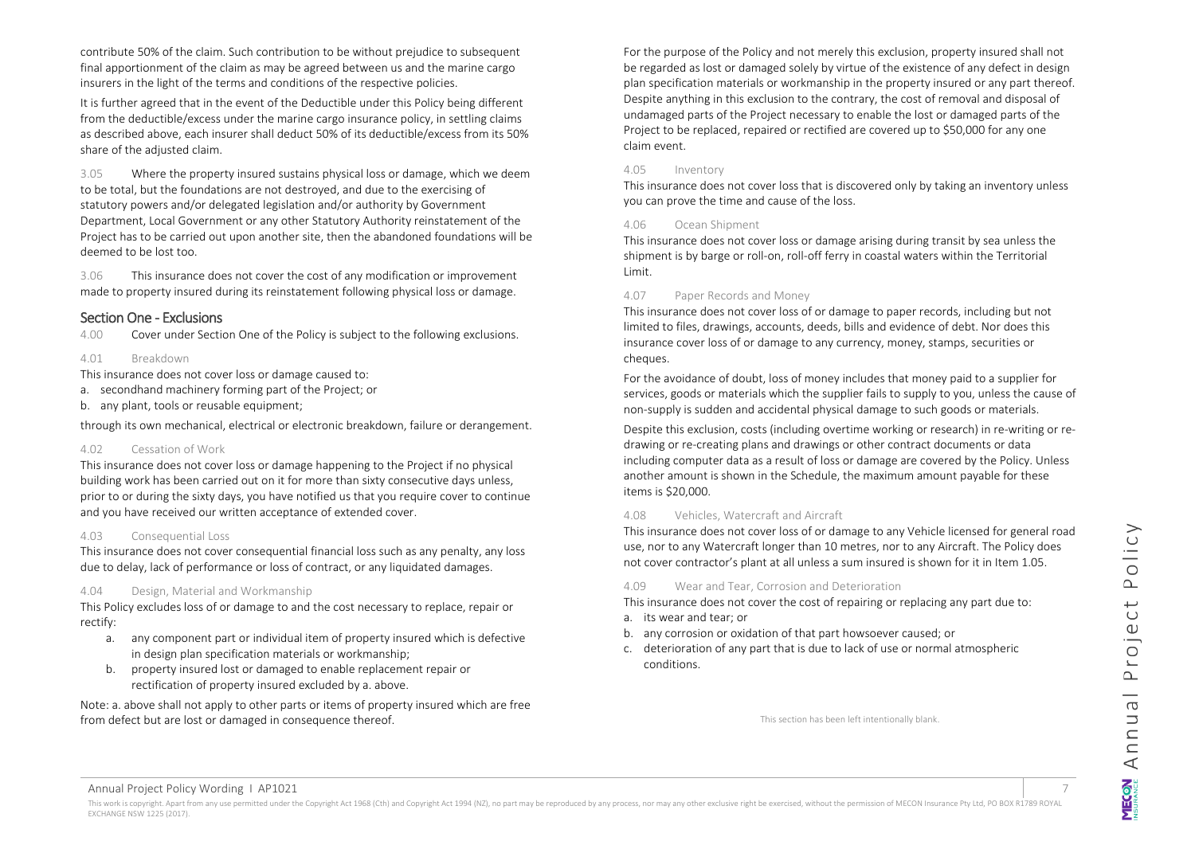contribute 50% of the claim. Such contribution to be without prejudice to subsequent final apportionment of the claim as may be agreed between us and the marine cargo insurers in the light of the terms and conditions of the respective policies.

It is further agreed that in the event of the Deductible under this Policy being different from the deductible/excess under the marine cargo insurance policy, in settling claims as described above, each insurer shall deduct 50% of its deductible/excess from its 50% share of the adjusted claim.

3.05 Where the property insured sustains physical loss or damage, which we deem to be total, but the foundations are not destroyed, and due to the exercising of statutory powers and/or delegated legislation and/or authority by Government Department, Local Government or any other Statutory Authority reinstatement of the Project has to be carried out upon another site, then the abandoned foundations will be deemed to be lost too.

3.06 This insurance does not cover the cost of any modification or improvement made to property insured during its reinstatement following physical loss or damage.

## Section One - Exclusions

4.00 Cover under Section One of the Policy is subject to the following exclusions.

### 4.01 Breakdown

This insurance does not cover loss or damage caused to:

a. secondhand machinery forming part of the Project; or
b. any plant, tools or reusable equipment;

through its own mechanical, electrical or electronic breakdown, failure or derangement.

### 4.02 Cessation of Work

This insurance does not cover loss or damage happening to the Project if no physical building work has been carried out on it for more than sixty consecutive days unless, prior to or during the sixty days, you have notified us that you require cover to continue and you have received our written acceptance of extended cover.

### 4.03 Consequential Loss

This insurance does not cover consequential financial loss such as any penalty, any loss due to delay, lack of performance or loss of contract, or any liquidated damages.

### 4.04 Design, Material and Workmanship

This Policy excludes loss of or damage to and the cost necessary to replace, repair or rectify:

a. any component part or individual item of property insured which is defective in design plan specification materials or workmanship;
b. property insured lost or damaged to enable replacement repair or rectification of property insured excluded by a. above.

Note: a. above shall not apply to other parts or items of property insured which are free from defect but are lost or damaged in consequence thereof.

For the purpose of the Policy and not merely this exclusion, property insured shall not be regarded as lost or damaged solely by virtue of the existence of any defect in design plan specification materials or workmanship in the property insured or any part thereof. Despite anything in this exclusion to the contrary, the cost of removal and disposal of undamaged parts of the Project necessary to enable the lost or damaged parts of the Project to be replaced, repaired or rectified are covered up to $50,000 for any one claim event.

### 4.05 Inventory

This insurance does not cover loss that is discovered only by taking an inventory unless you can prove the time and cause of the loss.

### 4.06 Ocean Shipment

This insurance does not cover loss or damage arising during transit by sea unless the shipment is by barge or roll-on, roll-off ferry in coastal waters within the Territorial Limit.

### 4.07 Paper Records and Money

This insurance does not cover loss of or damage to paper records, including but not limited to files, drawings, accounts, deeds, bills and evidence of debt. Nor does this insurance cover loss of or damage to any currency, money, stamps, securities or cheques.

For the avoidance of doubt, loss of money includes that money paid to a supplier for services, goods or materials which the supplier fails to supply to you, unless the cause of non-supply is sudden and accidental physical damage to such goods or materials.

Despite this exclusion, costs (including overtime working or research) in re-writing or re-drawing or re-creating plans and drawings or other contract documents or data including computer data as a result of loss or damage are covered by the Policy. Unless another amount is shown in the Schedule, the maximum amount payable for these items is $20,000.

### 4.08 Vehicles, Watercraft and Aircraft

This insurance does not cover loss of or damage to any Vehicle licensed for general road use, nor to any Watercraft longer than 10 metres, nor to any Aircraft. The Policy does not cover contractor's plant at all unless a sum insured is shown for it in Item 1.05.

### 4.09 Wear and Tear, Corrosion and Deterioration

This insurance does not cover the cost of repairing or replacing any part due to:

a. its wear and tear; or
b. any corrosion or oxidation of that part howsoever caused; or
c. deterioration of any part that is due to lack of use or normal atmospheric conditions.

This section has been left intentionally blank.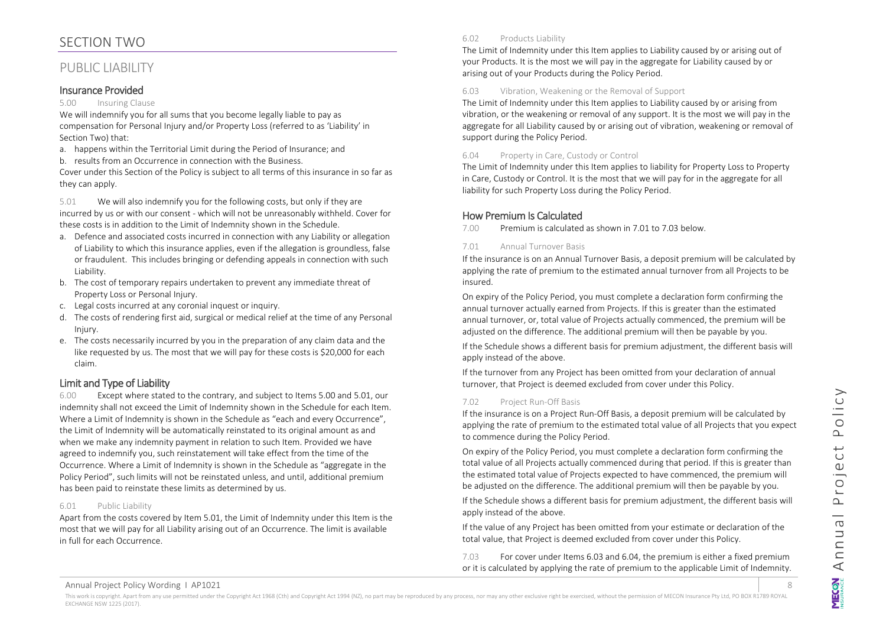# SECTION TWO

## PUBLIC LIABILITY

### Insurance Provided

5.00 Insuring Clause

We will indemnify you for all sums that you become legally liable to pay as compensation for Personal Injury and/or Property Loss (referred to as 'Liability' in Section Two) that:

a. happens within the Territorial Limit during the Period of Insurance; and
b. results from an Occurrence in connection with the Business.

Cover under this Section of the Policy is subject to all terms of this insurance in so far as they can apply.

5.01 We will also indemnify you for the following costs, but only if they are incurred by us or with our consent - which will not be unreasonably withheld. Cover for these costs is in addition to the Limit of Indemnity shown in the Schedule.

a. Defence and associated costs incurred in connection with any Liability or allegation of Liability to which this insurance applies, even if the allegation is groundless, false or fraudulent. This includes bringing or defending appeals in connection with such Liability.
b. The cost of temporary repairs undertaken to prevent any immediate threat of Property Loss or Personal Injury.
c. Legal costs incurred at any coronial inquest or inquiry.
d. The costs of rendering first aid, surgical or medical relief at the time of any Personal Injury.
e. The costs necessarily incurred by you in the preparation of any claim data and the like requested by us. The most that we will pay for these costs is $20,000 for each claim.

### Limit and Type of Liability

6.00 Except where stated to the contrary, and subject to Items 5.00 and 5.01, our indemnity shall not exceed the Limit of Indemnity shown in the Schedule for each Item. Where a Limit of Indemnity is shown in the Schedule as "each and every Occurrence", the Limit of Indemnity will be automatically reinstated to its original amount as and when we make any indemnity payment in relation to such Item. Provided we have agreed to indemnify you, such reinstatement will take effect from the time of the Occurrence. Where a Limit of Indemnity is shown in the Schedule as "aggregate in the Policy Period", such limits will not be reinstated unless, and until, additional premium has been paid to reinstate these limits as determined by us.

6.01 Public Liability

Apart from the costs covered by Item 5.01, the Limit of Indemnity under this Item is the most that we will pay for all Liability arising out of an Occurrence. The limit is available in full for each Occurrence.

6.02 Products Liability

The Limit of Indemnity under this Item applies to Liability caused by or arising out of your Products. It is the most we will pay in the aggregate for Liability caused by or arising out of your Products during the Policy Period.

6.03 Vibration, Weakening or the Removal of Support

The Limit of Indemnity under this Item applies to Liability caused by or arising from vibration, or the weakening or removal of any support. It is the most we will pay in the aggregate for all Liability caused by or arising out of vibration, weakening or removal of support during the Policy Period.

6.04 Property in Care, Custody or Control

The Limit of Indemnity under this Item applies to liability for Property Loss to Property in Care, Custody or Control. It is the most that we will pay for in the aggregate for all liability for such Property Loss during the Policy Period.

### How Premium Is Calculated

7.00 Premium is calculated as shown in 7.01 to 7.03 below.

7.01 Annual Turnover Basis

If the insurance is on an Annual Turnover Basis, a deposit premium will be calculated by applying the rate of premium to the estimated annual turnover from all Projects to be insured.

On expiry of the Policy Period, you must complete a declaration form confirming the annual turnover actually earned from Projects. If this is greater than the estimated annual turnover, or, total value of Projects actually commenced, the premium will be adjusted on the difference. The additional premium will then be payable by you.

If the Schedule shows a different basis for premium adjustment, the different basis will apply instead of the above.

If the turnover from any Project has been omitted from your declaration of annual turnover, that Project is deemed excluded from cover under this Policy.

7.02 Project Run-Off Basis

If the insurance is on a Project Run-Off Basis, a deposit premium will be calculated by applying the rate of premium to the estimated total value of all Projects that you expect to commence during the Policy Period.

On expiry of the Policy Period, you must complete a declaration form confirming the total value of all Projects actually commenced during that period. If this is greater than the estimated total value of Projects expected to have commenced, the premium will be adjusted on the difference. The additional premium will then be payable by you.

If the Schedule shows a different basis for premium adjustment, the different basis will apply instead of the above.

If the value of any Project has been omitted from your estimate or declaration of the total value, that Project is deemed excluded from cover under this Policy.

7.03 For cover under Items 6.03 and 6.04, the premium is either a fixed premium or it is calculated by applying the rate of premium to the applicable Limit of Indemnity.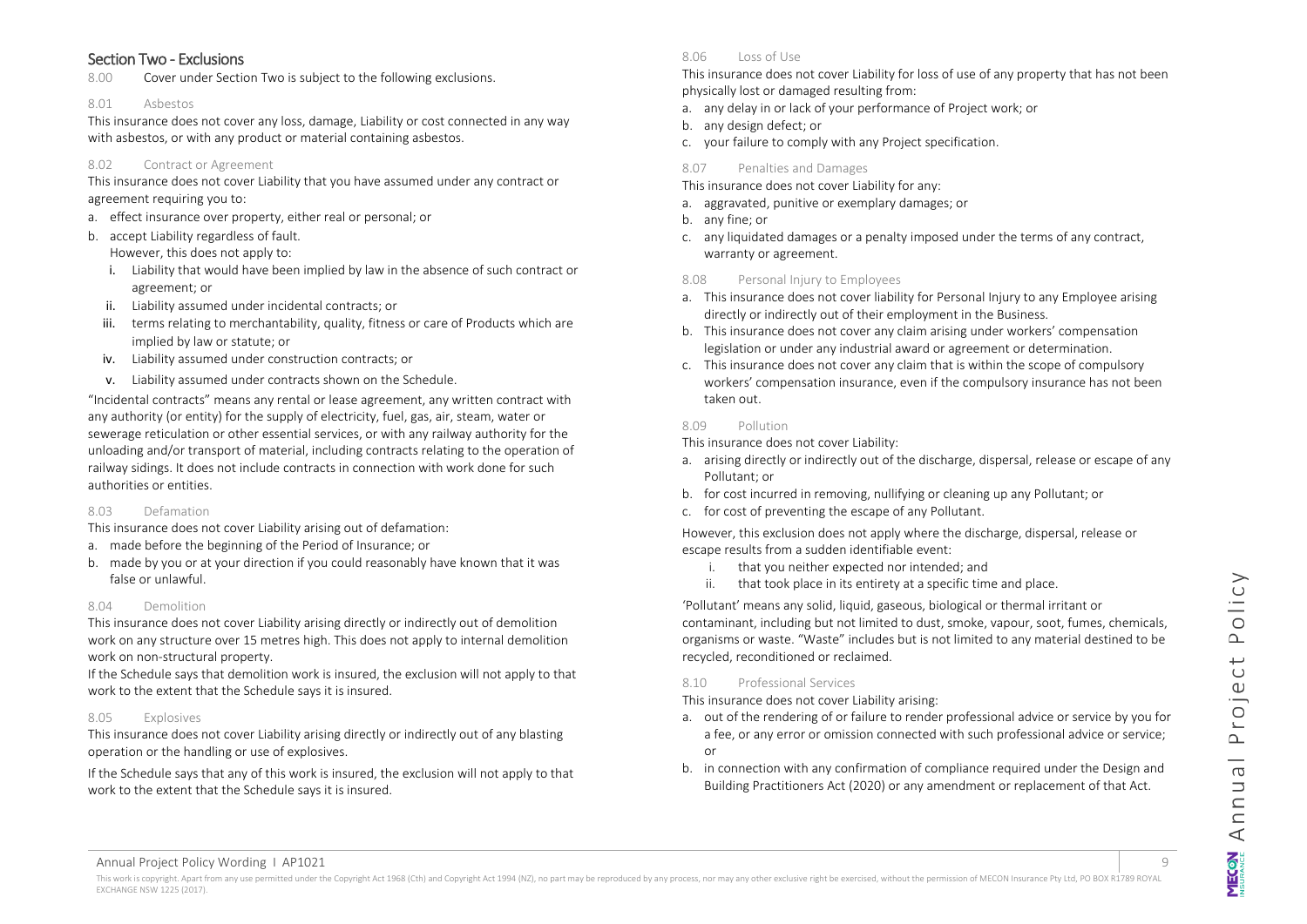## Section Two - Exclusions

8.00 Cover under Section Two is subject to the following exclusions.

### 8.01 Asbestos

This insurance does not cover any loss, damage, Liability or cost connected in any way with asbestos, or with any product or material containing asbestos.

### 8.02 Contract or Agreement

This insurance does not cover Liability that you have assumed under any contract or agreement requiring you to:

a. effect insurance over property, either real or personal; or
b. accept Liability regardless of fault.

However, this does not apply to:

i. Liability that would have been implied by law in the absence of such contract or agreement; or
ii. Liability assumed under incidental contracts; or
iii. terms relating to merchantability, quality, fitness or care of Products which are implied by law or statute; or
iv. Liability assumed under construction contracts; or
v. Liability assumed under contracts shown on the Schedule.

"Incidental contracts" means any rental or lease agreement, any written contract with any authority (or entity) for the supply of electricity, fuel, gas, air, steam, water or sewerage reticulation or other essential services, or with any railway authority for the unloading and/or transport of material, including contracts relating to the operation of railway sidings. It does not include contracts in connection with work done for such authorities or entities.

### 8.03 Defamation

This insurance does not cover Liability arising out of defamation:

a. made before the beginning of the Period of Insurance; or
b. made by you or at your direction if you could reasonably have known that it was false or unlawful.

### 8.04 Demolition

This insurance does not cover Liability arising directly or indirectly out of demolition work on any structure over 15 metres high. This does not apply to internal demolition work on non-structural property.

If the Schedule says that demolition work is insured, the exclusion will not apply to that work to the extent that the Schedule says it is insured.

### 8.05 Explosives

This insurance does not cover Liability arising directly or indirectly out of any blasting operation or the handling or use of explosives.

If the Schedule says that any of this work is insured, the exclusion will not apply to that work to the extent that the Schedule says it is insured.

### 8.06 Loss of Use

This insurance does not cover Liability for loss of use of any property that has not been physically lost or damaged resulting from:

a. any delay in or lack of your performance of Project work; or
b. any design defect; or
c. your failure to comply with any Project specification.

### 8.07 Penalties and Damages

This insurance does not cover Liability for any:

a. aggravated, punitive or exemplary damages; or
b. any fine; or
c. any liquidated damages or a penalty imposed under the terms of any contract, warranty or agreement.

### 8.08 Personal Injury to Employees

a. This insurance does not cover liability for Personal Injury to any Employee arising directly or indirectly out of their employment in the Business.
b. This insurance does not cover any claim arising under workers' compensation legislation or under any industrial award or agreement or determination.
c. This insurance does not cover any claim that is within the scope of compulsory workers' compensation insurance, even if the compulsory insurance has not been taken out.

### 8.09 Pollution

This insurance does not cover Liability:

a. arising directly or indirectly out of the discharge, dispersal, release or escape of any Pollutant; or
b. for cost incurred in removing, nullifying or cleaning up any Pollutant; or
c. for cost of preventing the escape of any Pollutant.

However, this exclusion does not apply where the discharge, dispersal, release or escape results from a sudden identifiable event:

i. that you neither expected nor intended; and
ii. that took place in its entirety at a specific time and place.

'Pollutant' means any solid, liquid, gaseous, biological or thermal irritant or contaminant, including but not limited to dust, smoke, vapour, soot, fumes, chemicals, organisms or waste. "Waste" includes but is not limited to any material destined to be recycled, reconditioned or reclaimed.

### 8.10 Professional Services

This insurance does not cover Liability arising:

a. out of the rendering of or failure to render professional advice or service by you for a fee, or any error or omission connected with such professional advice or service; or
b. in connection with any confirmation of compliance required under the Design and Building Practitioners Act (2020) or any amendment or replacement of that Act.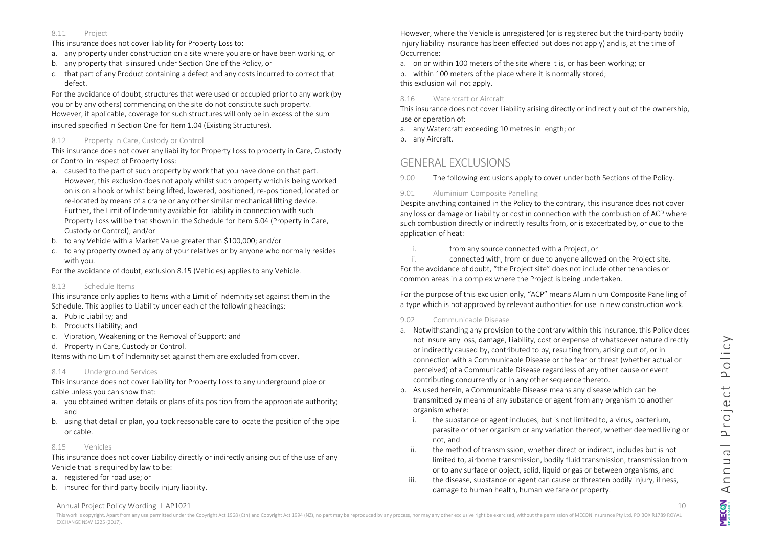#### 8.11 Project

This insurance does not cover liability for Property Loss to:

a. any property under construction on a site where you are or have been working, or
b. any property that is insured under Section One of the Policy, or
c. that part of any Product containing a defect and any costs incurred to correct that defect.

For the avoidance of doubt, structures that were used or occupied prior to any work (by you or by any others) commencing on the site do not constitute such property. However, if applicable, coverage for such structures will only be in excess of the sum insured specified in Section One for Item 1.04 (Existing Structures).

#### 8.12 Property in Care, Custody or Control

This insurance does not cover any liability for Property Loss to property in Care, Custody or Control in respect of Property Loss:

a. caused to the part of such property by work that you have done on that part. However, this exclusion does not apply whilst such property which is being worked on is on a hook or whilst being lifted, lowered, positioned, re-positioned, located or re-located by means of a crane or any other similar mechanical lifting device. Further, the Limit of Indemnity available for liability in connection with such Property Loss will be that shown in the Schedule for Item 6.04 (Property in Care, Custody or Control); and/or
b. to any Vehicle with a Market Value greater than $100,000; and/or
c. to any property owned by any of your relatives or by anyone who normally resides with you.

For the avoidance of doubt, exclusion 8.15 (Vehicles) applies to any Vehicle.

#### 8.13 Schedule Items

This insurance only applies to Items with a Limit of Indemnity set against them in the Schedule. This applies to Liability under each of the following headings:

a. Public Liability; and
b. Products Liability; and
c. Vibration, Weakening or the Removal of Support; and
d. Property in Care, Custody or Control.

Items with no Limit of Indemnity set against them are excluded from cover.

#### 8.14 Underground Services

This insurance does not cover liability for Property Loss to any underground pipe or cable unless you can show that:

a. you obtained written details or plans of its position from the appropriate authority; and
b. using that detail or plan, you took reasonable care to locate the position of the pipe or cable.

#### 8.15 Vehicles

This insurance does not cover Liability directly or indirectly arising out of the use of any Vehicle that is required by law to be:

a. registered for road use; or
b. insured for third party bodily injury liability.

However, where the Vehicle is unregistered (or is registered but the third-party bodily injury liability insurance has been effected but does not apply) and is, at the time of Occurrence:

a. on or within 100 meters of the site where it is, or has been working; or
b. within 100 meters of the place where it is normally stored;

this exclusion will not apply.

#### 8.16 Watercraft or Aircraft

This insurance does not cover Liability arising directly or indirectly out of the ownership, use or operation of:

a. any Watercraft exceeding 10 metres in length; or
b. any Aircraft.

## GENERAL EXCLUSIONS

9.00 The following exclusions apply to cover under both Sections of the Policy.

#### 9.01 Aluminium Composite Panelling

Despite anything contained in the Policy to the contrary, this insurance does not cover any loss or damage or Liability or cost in connection with the combustion of ACP where such combustion directly or indirectly results from, or is exacerbated by, or due to the application of heat:

i. from any source connected with a Project, or
ii. connected with, from or due to anyone allowed on the Project site.

For the avoidance of doubt, "the Project site" does not include other tenancies or common areas in a complex where the Project is being undertaken.

For the purpose of this exclusion only, "ACP" means Aluminium Composite Panelling of a type which is not approved by relevant authorities for use in new construction work.

#### 9.02 Communicable Disease

a. Notwithstanding any provision to the contrary within this insurance, this Policy does not insure any loss, damage, Liability, cost or expense of whatsoever nature directly or indirectly caused by, contributed to by, resulting from, arising out of, or in connection with a Communicable Disease or the fear or threat (whether actual or perceived) of a Communicable Disease regardless of any other cause or event contributing concurrently or in any other sequence thereto.
b. As used herein, a Communicable Disease means any disease which can be transmitted by means of any substance or agent from any organism to another organism where:
   i. the substance or agent includes, but is not limited to, a virus, bacterium, parasite or other organism or any variation thereof, whether deemed living or not, and
   ii. the method of transmission, whether direct or indirect, includes but is not limited to, airborne transmission, bodily fluid transmission, transmission from or to any surface or object, solid, liquid or gas or between organisms, and
   iii. the disease, substance or agent can cause or threaten bodily injury, illness, damage to human health, human welfare or property.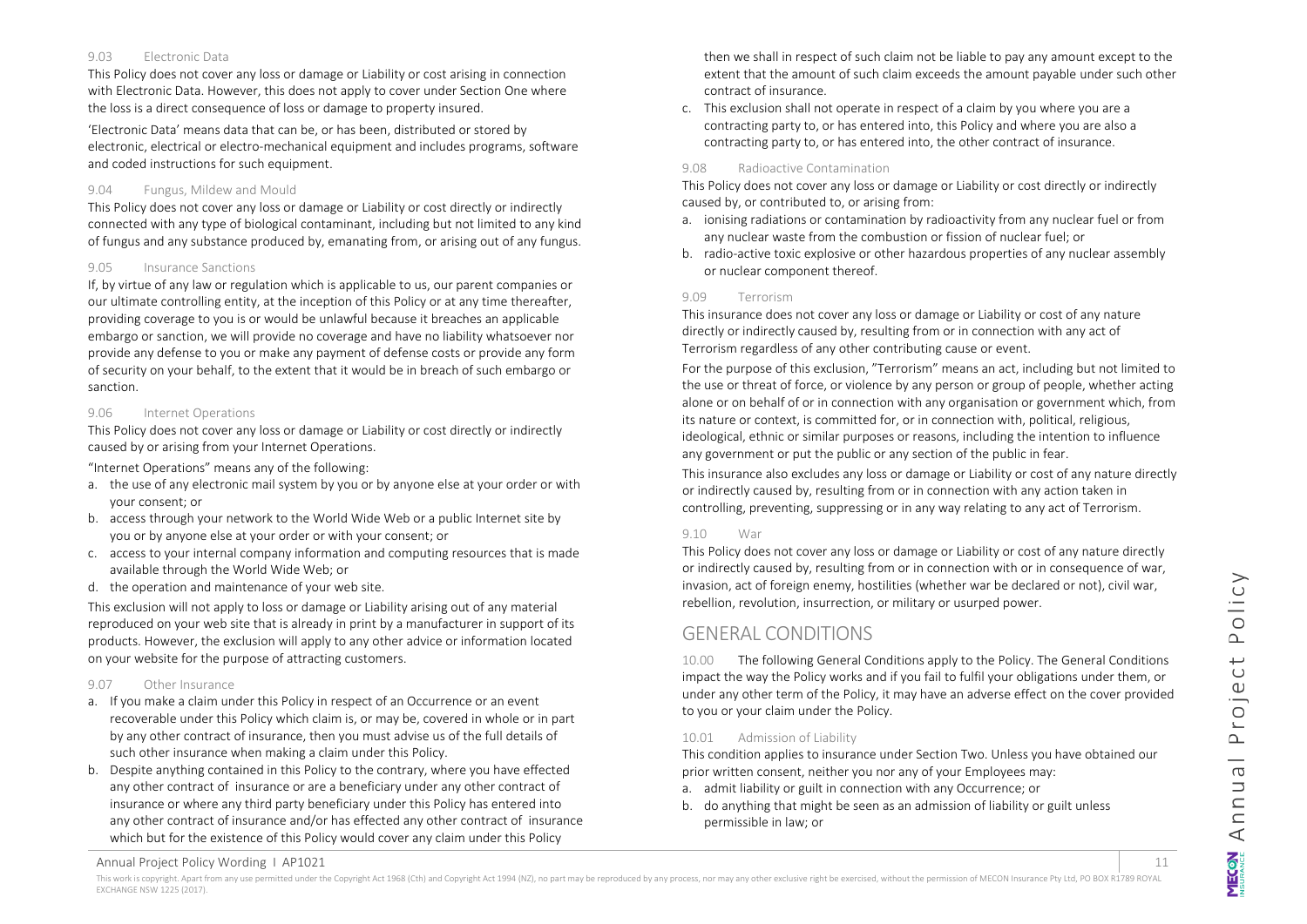### 9.03 Electronic Data

This Policy does not cover any loss or damage or Liability or cost arising in connection with Electronic Data. However, this does not apply to cover under Section One where the loss is a direct consequence of loss or damage to property insured.

'Electronic Data' means data that can be, or has been, distributed or stored by electronic, electrical or electro-mechanical equipment and includes programs, software and coded instructions for such equipment.

### 9.04 Fungus, Mildew and Mould

This Policy does not cover any loss or damage or Liability or cost directly or indirectly connected with any type of biological contaminant, including but not limited to any kind of fungus and any substance produced by, emanating from, or arising out of any fungus.

### 9.05 Insurance Sanctions

If, by virtue of any law or regulation which is applicable to us, our parent companies or our ultimate controlling entity, at the inception of this Policy or at any time thereafter, providing coverage to you is or would be unlawful because it breaches an applicable embargo or sanction, we will provide no coverage and have no liability whatsoever nor provide any defense to you or make any payment of defense costs or provide any form of security on your behalf, to the extent that it would be in breach of such embargo or sanction.

### 9.06 Internet Operations

This Policy does not cover any loss or damage or Liability or cost directly or indirectly caused by or arising from your Internet Operations.

"Internet Operations" means any of the following:

a. the use of any electronic mail system by you or by anyone else at your order or with your consent; or
b. access through your network to the World Wide Web or a public Internet site by you or by anyone else at your order or with your consent; or
c. access to your internal company information and computing resources that is made available through the World Wide Web; or
d. the operation and maintenance of your web site.

This exclusion will not apply to loss or damage or Liability arising out of any material reproduced on your web site that is already in print by a manufacturer in support of its products. However, the exclusion will apply to any other advice or information located on your website for the purpose of attracting customers.

### 9.07 Other Insurance

a. If you make a claim under this Policy in respect of an Occurrence or an event recoverable under this Policy which claim is, or may be, covered in whole or in part by any other contract of insurance, then you must advise us of the full details of such other insurance when making a claim under this Policy.
b. Despite anything contained in this Policy to the contrary, where you have effected any other contract of insurance or are a beneficiary under any other contract of insurance or where any third party beneficiary under this Policy has entered into any other contract of insurance and/or has effected any other contract of insurance which but for the existence of this Policy would cover any claim under this Policy then we shall in respect of such claim not be liable to pay any amount except to the extent that the amount of such claim exceeds the amount payable under such other contract of insurance.
c. This exclusion shall not operate in respect of a claim by you where you are a contracting party to, or has entered into, this Policy and where you are also a contracting party to, or has entered into, the other contract of insurance.

### 9.08 Radioactive Contamination

This Policy does not cover any loss or damage or Liability or cost directly or indirectly caused by, or contributed to, or arising from:

a. ionising radiations or contamination by radioactivity from any nuclear fuel or from any nuclear waste from the combustion or fission of nuclear fuel; or
b. radio-active toxic explosive or other hazardous properties of any nuclear assembly or nuclear component thereof.

### 9.09 Terrorism

This insurance does not cover any loss or damage or Liability or cost of any nature directly or indirectly caused by, resulting from or in connection with any act of Terrorism regardless of any other contributing cause or event.

For the purpose of this exclusion, "Terrorism" means an act, including but not limited to the use or threat of force, or violence by any person or group of people, whether acting alone or on behalf of or in connection with any organisation or government which, from its nature or context, is committed for, or in connection with, political, religious, ideological, ethnic or similar purposes or reasons, including the intention to influence any government or put the public or any section of the public in fear.

This insurance also excludes any loss or damage or Liability or cost of any nature directly or indirectly caused by, resulting from or in connection with any action taken in controlling, preventing, suppressing or in any way relating to any act of Terrorism.

### 9.10 War

This Policy does not cover any loss or damage or Liability or cost of any nature directly or indirectly caused by, resulting from or in connection with or in consequence of war, invasion, act of foreign enemy, hostilities (whether war be declared or not), civil war, rebellion, revolution, insurrection, or military or usurped power.

## GENERAL CONDITIONS

10.00 The following General Conditions apply to the Policy. The General Conditions impact the way the Policy works and if you fail to fulfil your obligations under them, or under any other term of the Policy, it may have an adverse effect on the cover provided to you or your claim under the Policy.

### 10.01 Admission of Liability

This condition applies to insurance under Section Two. Unless you have obtained our prior written consent, neither you nor any of your Employees may:

a. admit liability or guilt in connection with any Occurrence; or
b. do anything that might be seen as an admission of liability or guilt unless permissible in law; or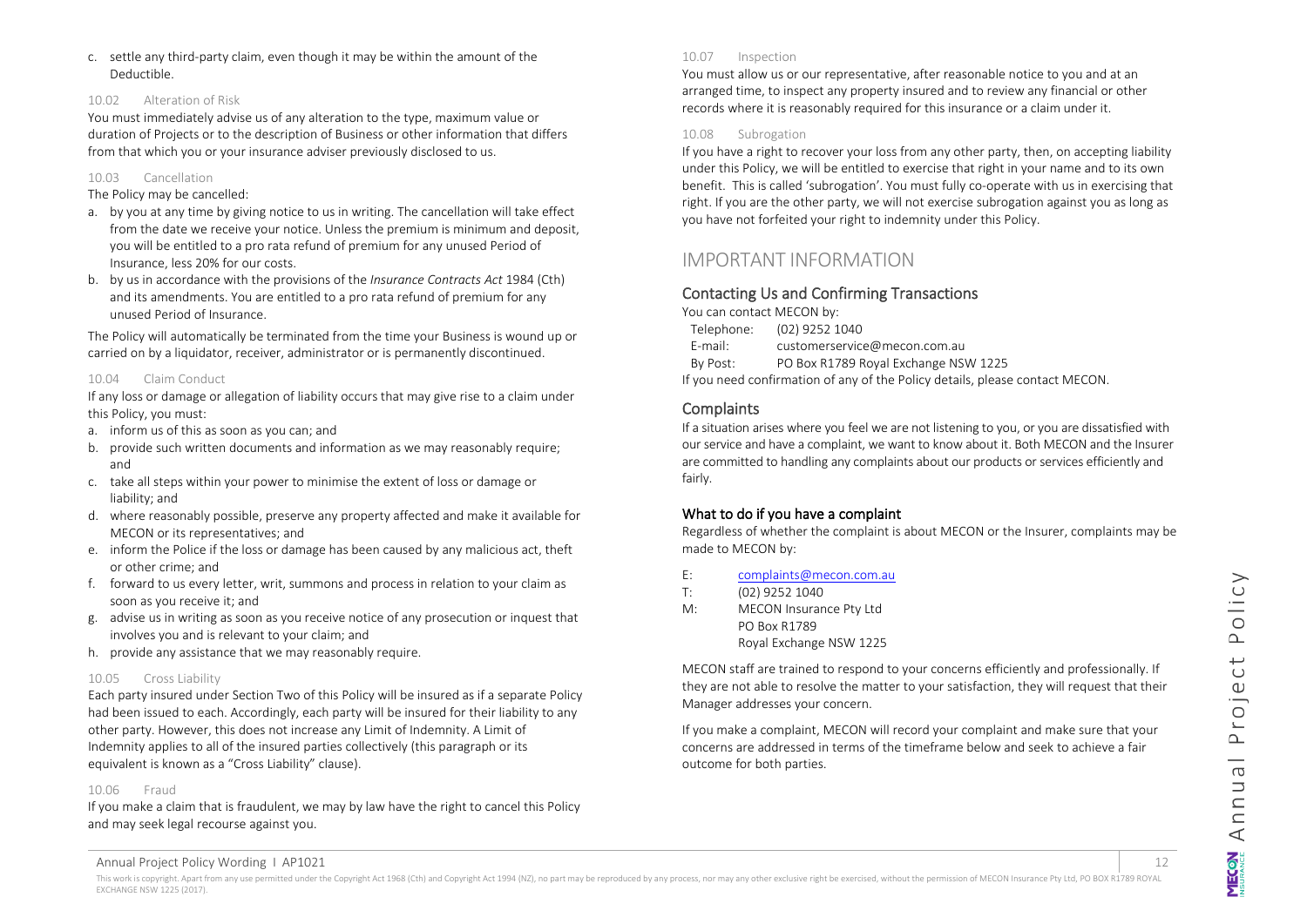c. settle any third-party claim, even though it may be within the amount of the Deductible.

### 10.02 Alteration of Risk

You must immediately advise us of any alteration to the type, maximum value or duration of Projects or to the description of Business or other information that differs from that which you or your insurance adviser previously disclosed to us.

### 10.03 Cancellation

The Policy may be cancelled:

a. by you at any time by giving notice to us in writing. The cancellation will take effect from the date we receive your notice. Unless the premium is minimum and deposit, you will be entitled to a pro rata refund of premium for any unused Period of Insurance, less 20% for our costs.
b. by us in accordance with the provisions of the *Insurance Contracts Act* 1984 (Cth) and its amendments. You are entitled to a pro rata refund of premium for any unused Period of Insurance.

The Policy will automatically be terminated from the time your Business is wound up or carried on by a liquidator, receiver, administrator or is permanently discontinued.

### 10.04 Claim Conduct

If any loss or damage or allegation of liability occurs that may give rise to a claim under this Policy, you must:

a. inform us of this as soon as you can; and
b. provide such written documents and information as we may reasonably require; and
c. take all steps within your power to minimise the extent of loss or damage or liability; and
d. where reasonably possible, preserve any property affected and make it available for MECON or its representatives; and
e. inform the Police if the loss or damage has been caused by any malicious act, theft or other crime; and
f. forward to us every letter, writ, summons and process in relation to your claim as soon as you receive it; and
g. advise us in writing as soon as you receive notice of any prosecution or inquest that involves you and is relevant to your claim; and
h. provide any assistance that we may reasonably require.

### 10.05 Cross Liability

Each party insured under Section Two of this Policy will be insured as if a separate Policy had been issued to each. Accordingly, each party will be insured for their liability to any other party. However, this does not increase any Limit of Indemnity. A Limit of Indemnity applies to all of the insured parties collectively (this paragraph or its equivalent is known as a "Cross Liability" clause).

### 10.06 Fraud

If you make a claim that is fraudulent, we may by law have the right to cancel this Policy and may seek legal recourse against you.

### 10.07 Inspection

You must allow us or our representative, after reasonable notice to you and at an arranged time, to inspect any property insured and to review any financial or other records where it is reasonably required for this insurance or a claim under it.

### 10.08 Subrogation

If you have a right to recover your loss from any other party, then, on accepting liability under this Policy, we will be entitled to exercise that right in your name and to its own benefit. This is called 'subrogation'. You must fully co-operate with us in exercising that right. If you are the other party, we will not exercise subrogation against you as long as you have not forfeited your right to indemnity under this Policy.

# IMPORTANT INFORMATION

## Contacting Us and Confirming Transactions

You can contact MECON by:

| | |
|---|---|
| Telephone: | (02) 9252 1040 |
| E-mail: | customerservice@mecon.com.au |
| By Post: | PO Box R1789 Royal Exchange NSW 1225 |

If you need confirmation of any of the Policy details, please contact MECON.

## Complaints

If a situation arises where you feel we are not listening to you, or you are dissatisfied with our service and have a complaint, we want to know about it. Both MECON and the Insurer are committed to handling any complaints about our products or services efficiently and fairly.

### What to do if you have a complaint

Regardless of whether the complaint is about MECON or the Insurer, complaints may be made to MECON by:

E: complaints@mecon.com.au
T: (02) 9252 1040
M: MECON Insurance Pty Ltd
PO Box R1789
Royal Exchange NSW 1225

MECON staff are trained to respond to your concerns efficiently and professionally. If they are not able to resolve the matter to your satisfaction, they will request that their Manager addresses your concern.

If you make a complaint, MECON will record your complaint and make sure that your concerns are addressed in terms of the timeframe below and seek to achieve a fair outcome for both parties.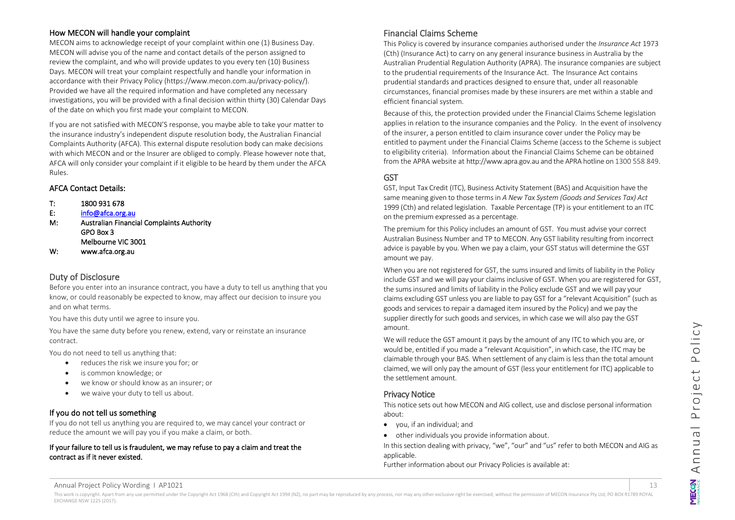### How MECON will handle your complaint

MECON aims to acknowledge receipt of your complaint within one (1) Business Day. MECON will advise you of the name and contact details of the person assigned to review the complaint, and who will provide updates to you every ten (10) Business Days. MECON will treat your complaint respectfully and handle your information in accordance with their Privacy Policy (https://www.mecon.com.au/privacy-policy/). Provided we have all the required information and have completed any necessary investigations, you will be provided with a final decision within thirty (30) Calendar Days of the date on which you first made your complaint to MECON.

If you are not satisfied with MECON'S response, you maybe able to take your matter to the insurance industry's independent dispute resolution body, the Australian Financial Complaints Authority (AFCA). This external dispute resolution body can make decisions with which MECON and or the Insurer are obliged to comply. Please however note that, AFCA will only consider your complaint if it eligible to be heard by them under the AFCA Rules.

### AFCA Contact Details:

T: 1800 931 678
E: info@afca.org.au
M: Australian Financial Complaints Authority
GPO Box 3
Melbourne VIC 3001
W: www.afca.org.au

## Duty of Disclosure

Before you enter into an insurance contract, you have a duty to tell us anything that you know, or could reasonably be expected to know, may affect our decision to insure you and on what terms.

You have this duty until we agree to insure you.

You have the same duty before you renew, extend, vary or reinstate an insurance contract.

You do not need to tell us anything that:

- reduces the risk we insure you for; or
- is common knowledge; or
- we know or should know as an insurer; or
- we waive your duty to tell us about.

### If you do not tell us something

If you do not tell us anything you are required to, we may cancel your contract or reduce the amount we will pay you if you make a claim, or both.

**If your failure to tell us is fraudulent, we may refuse to pay a claim and treat the contract as if it never existed.**

## Financial Claims Scheme

This Policy is covered by insurance companies authorised under the *Insurance Act* 1973 (Cth) (Insurance Act) to carry on any general insurance business in Australia by the Australian Prudential Regulation Authority (APRA). The insurance companies are subject to the prudential requirements of the Insurance Act. The Insurance Act contains prudential standards and practices designed to ensure that, under all reasonable circumstances, financial promises made by these insurers are met within a stable and efficient financial system.

Because of this, the protection provided under the Financial Claims Scheme legislation applies in relation to the insurance companies and the Policy. In the event of insolvency of the insurer, a person entitled to claim insurance cover under the Policy may be entitled to payment under the Financial Claims Scheme (access to the Scheme is subject to eligibility criteria). Information about the Financial Claims Scheme can be obtained from the APRA website at http://www.apra.gov.au and the APRA hotline on 1300 558 849.

## GST

GST, Input Tax Credit (ITC), Business Activity Statement (BAS) and Acquisition have the same meaning given to those terms in *A New Tax System (Goods and Services Tax) Act* 1999 (Cth) and related legislation. Taxable Percentage (TP) is your entitlement to an ITC on the premium expressed as a percentage.

The premium for this Policy includes an amount of GST. You must advise your correct Australian Business Number and TP to MECON. Any GST liability resulting from incorrect advice is payable by you. When we pay a claim, your GST status will determine the GST amount we pay.

When you are not registered for GST, the sums insured and limits of liability in the Policy include GST and we will pay your claims inclusive of GST. When you are registered for GST, the sums insured and limits of liability in the Policy exclude GST and we will pay your claims excluding GST unless you are liable to pay GST for a "relevant Acquisition" (such as goods and services to repair a damaged item insured by the Policy) and we pay the supplier directly for such goods and services, in which case we will also pay the GST amount.

We will reduce the GST amount it pays by the amount of any ITC to which you are, or would be, entitled if you made a "relevant Acquisition", in which case, the ITC may be claimable through your BAS. When settlement of any claim is less than the total amount claimed, we will only pay the amount of GST (less your entitlement for ITC) applicable to the settlement amount.

## Privacy Notice

This notice sets out how MECON and AIG collect, use and disclose personal information about:

- you, if an individual; and
- other individuals you provide information about.

In this section dealing with privacy, "we", "our" and "us" refer to both MECON and AIG as applicable.

Further information about our Privacy Policies is available at: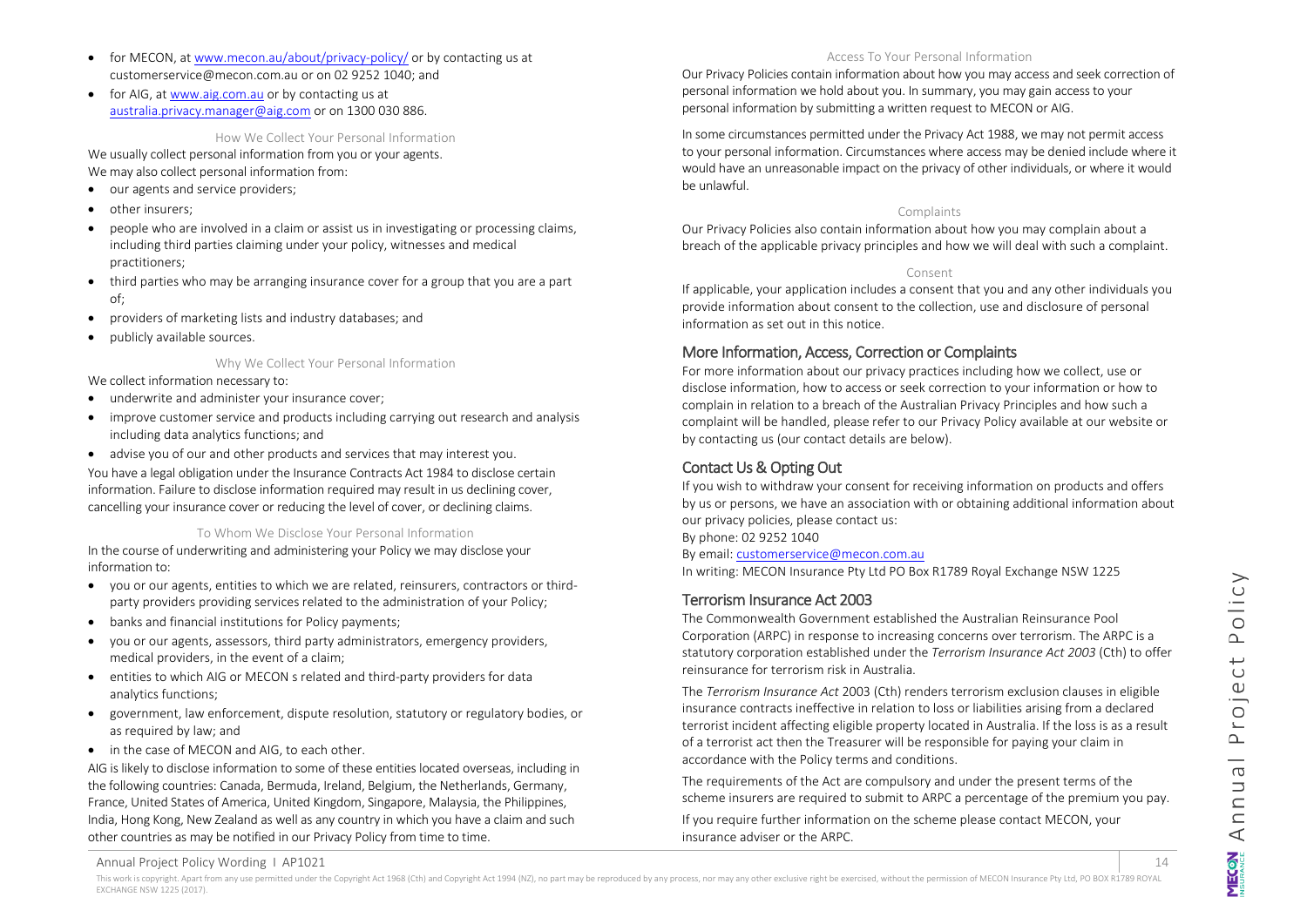- for MECON, at [www.mecon.au/about/privacy-policy/](www.mecon.au/about/privacy-policy/) or by contacting us at customerservice@mecon.com.au or on 02 9252 1040; and
- for AIG, at [www.aig.com.au](www.aig.com.au) or by contacting us at [australia.privacy.manager@aig.com](mailto:australia.privacy.manager@aig.com) or on 1300 030 886.

#### How We Collect Your Personal Information

We usually collect personal information from you or your agents.
We may also collect personal information from:

- our agents and service providers;
- other insurers;
- people who are involved in a claim or assist us in investigating or processing claims, including third parties claiming under your policy, witnesses and medical practitioners;
- third parties who may be arranging insurance cover for a group that you are a part of;
- providers of marketing lists and industry databases; and
- publicly available sources.

#### Why We Collect Your Personal Information

We collect information necessary to:

- underwrite and administer your insurance cover;
- improve customer service and products including carrying out research and analysis including data analytics functions; and
- advise you of our and other products and services that may interest you.

You have a legal obligation under the Insurance Contracts Act 1984 to disclose certain information. Failure to disclose information required may result in us declining cover, cancelling your insurance cover or reducing the level of cover, or declining claims.

#### To Whom We Disclose Your Personal Information

In the course of underwriting and administering your Policy we may disclose your information to:

- you or our agents, entities to which we are related, reinsurers, contractors or third-party providers providing services related to the administration of your Policy;
- banks and financial institutions for Policy payments;
- you or our agents, assessors, third party administrators, emergency providers, medical providers, in the event of a claim;
- entities to which AIG or MECON s related and third-party providers for data analytics functions;
- government, law enforcement, dispute resolution, statutory or regulatory bodies, or as required by law; and
- in the case of MECON and AIG, to each other.

AIG is likely to disclose information to some of these entities located overseas, including in the following countries: Canada, Bermuda, Ireland, Belgium, the Netherlands, Germany, France, United States of America, United Kingdom, Singapore, Malaysia, the Philippines, India, Hong Kong, New Zealand as well as any country in which you have a claim and such other countries as may be notified in our Privacy Policy from time to time.

#### Access To Your Personal Information

Our Privacy Policies contain information about how you may access and seek correction of personal information we hold about you. In summary, you may gain access to your personal information by submitting a written request to MECON or AIG.

In some circumstances permitted under the Privacy Act 1988, we may not permit access to your personal information. Circumstances where access may be denied include where it would have an unreasonable impact on the privacy of other individuals, or where it would be unlawful.

#### Complaints

Our Privacy Policies also contain information about how you may complain about a breach of the applicable privacy principles and how we will deal with such a complaint.

#### Consent

If applicable, your application includes a consent that you and any other individuals you provide information about consent to the collection, use and disclosure of personal information as set out in this notice.

## More Information, Access, Correction or Complaints

For more information about our privacy practices including how we collect, use or disclose information, how to access or seek correction to your information or how to complain in relation to a breach of the Australian Privacy Principles and how such a complaint will be handled, please refer to our Privacy Policy available at our website or by contacting us (our contact details are below).

## Contact Us & Opting Out

If you wish to withdraw your consent for receiving information on products and offers by us or persons, we have an association with or obtaining additional information about our privacy policies, please contact us:

By phone: 02 9252 1040

By email: [customerservice@mecon.com.au](mailto:customerservice@mecon.com.au)

In writing: MECON Insurance Pty Ltd PO Box R1789 Royal Exchange NSW 1225

## Terrorism Insurance Act 2003

The Commonwealth Government established the Australian Reinsurance Pool Corporation (ARPC) in response to increasing concerns over terrorism. The ARPC is a statutory corporation established under the *Terrorism Insurance Act 2003* (Cth) to offer reinsurance for terrorism risk in Australia.

The *Terrorism Insurance Act* 2003 (Cth) renders terrorism exclusion clauses in eligible insurance contracts ineffective in relation to loss or liabilities arising from a declared terrorist incident affecting eligible property located in Australia. If the loss is as a result of a terrorist act then the Treasurer will be responsible for paying your claim in accordance with the Policy terms and conditions.

The requirements of the Act are compulsory and under the present terms of the scheme insurers are required to submit to ARPC a percentage of the premium you pay.

If you require further information on the scheme please contact MECON, your insurance adviser or the ARPC.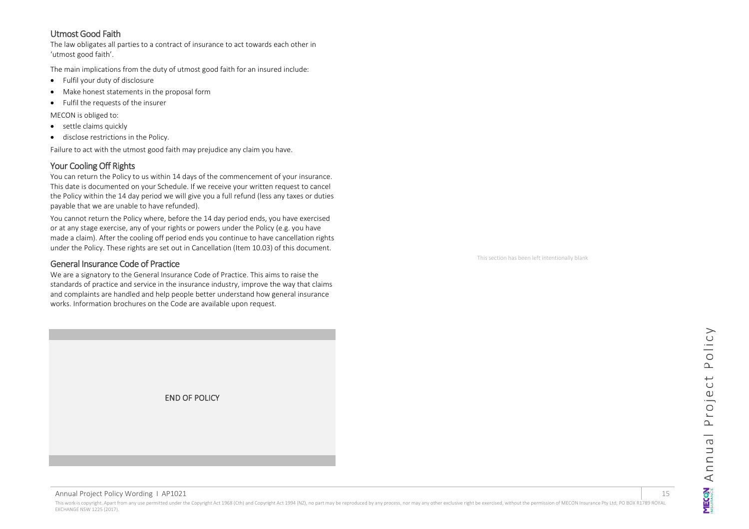## Utmost Good Faith

The law obligates all parties to a contract of insurance to act towards each other in 'utmost good faith'.

The main implications from the duty of utmost good faith for an insured include:

- Fulfil your duty of disclosure
- Make honest statements in the proposal form
- Fulfil the requests of the insurer

MECON is obliged to:

- settle claims quickly
- disclose restrictions in the Policy.

Failure to act with the utmost good faith may prejudice any claim you have.

## Your Cooling Off Rights

You can return the Policy to us within 14 days of the commencement of your insurance. This date is documented on your Schedule. If we receive your written request to cancel the Policy within the 14 day period we will give you a full refund (less any taxes or duties payable that we are unable to have refunded).

You cannot return the Policy where, before the 14 day period ends, you have exercised or at any stage exercise, any of your rights or powers under the Policy (e.g. you have made a claim). After the cooling off period ends you continue to have cancellation rights under the Policy. These rights are set out in Cancellation (Item 10.03) of this document.

## General Insurance Code of Practice

We are a signatory to the General Insurance Code of Practice. This aims to raise the standards of practice and service in the insurance industry, improve the way that claims and complaints are handled and help people better understand how general insurance works. Information brochures on the Code are available upon request.

**END OF POLICY**

This section has been left intentionally blank

This work is copyright. Apart from any use permitted under the Copyright Act 1968 (Cth) and Copyright Act 1994 (NZ), no part may be reproduced by any process, nor may any other exclusive right be exercised, without the permission of MECON Insurance Pty Ltd, PO BOX R1789 ROYAL EXCHANGE NSW 1225 (2017).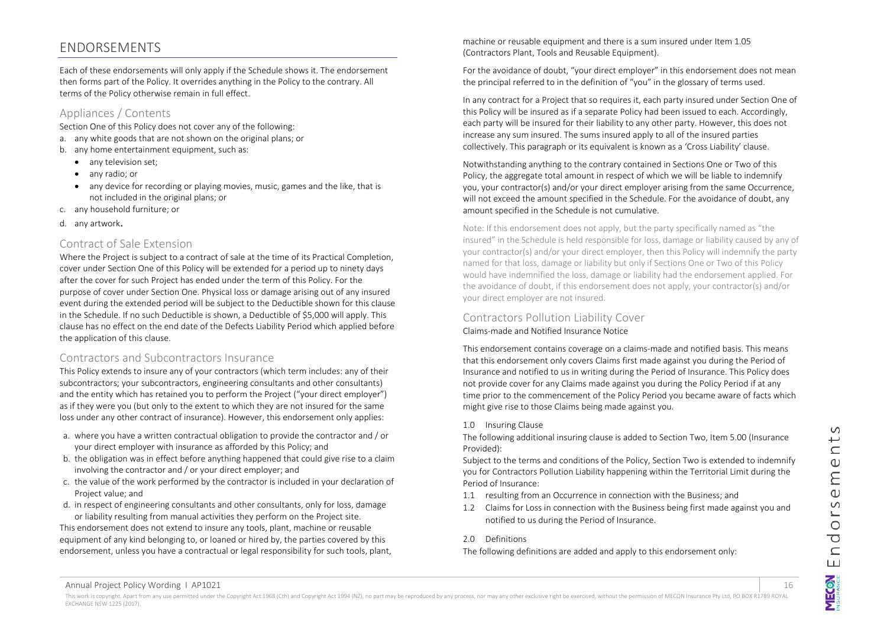# ENDORSEMENTS

Each of these endorsements will only apply if the Schedule shows it. The endorsement then forms part of the Policy. It overrides anything in the Policy to the contrary. All terms of the Policy otherwise remain in full effect.

## Appliances / Contents

Section One of this Policy does not cover any of the following:

a. any white goods that are not shown on the original plans; or
b. any home entertainment equipment, such as:
   - any television set;
   - any radio; or
   - any device for recording or playing movies, music, games and the like, that is not included in the original plans; or
c. any household furniture; or
d. any artwork.

## Contract of Sale Extension

Where the Project is subject to a contract of sale at the time of its Practical Completion, cover under Section One of this Policy will be extended for a period up to ninety days after the cover for such Project has ended under the term of this Policy. For the purpose of cover under Section One. Physical loss or damage arising out of any insured event during the extended period will be subject to the Deductible shown for this clause in the Schedule. If no such Deductible is shown, a Deductible of $5,000 will apply. This clause has no effect on the end date of the Defects Liability Period which applied before the application of this clause.

## Contractors and Subcontractors Insurance

This Policy extends to insure any of your contractors (which term includes: any of their subcontractors; your subcontractors, engineering consultants and other consultants) and the entity which has retained you to perform the Project ("your direct employer") as if they were you (but only to the extent to which they are not insured for the same loss under any other contract of insurance). However, this endorsement only applies:

a. where you have a written contractual obligation to provide the contractor and / or your direct employer with insurance as afforded by this Policy; and
b. the obligation was in effect before anything happened that could give rise to a claim involving the contractor and / or your direct employer; and
c. the value of the work performed by the contractor is included in your declaration of Project value; and
d. in respect of engineering consultants and other consultants, only for loss, damage or liability resulting from manual activities they perform on the Project site.

This endorsement does not extend to insure any tools, plant, machine or reusable equipment of any kind belonging to, or loaned or hired by, the parties covered by this endorsement, unless you have a contractual or legal responsibility for such tools, plant, machine or reusable equipment and there is a sum insured under Item 1.05 (Contractors Plant, Tools and Reusable Equipment).

For the avoidance of doubt, "your direct employer" in this endorsement does not mean the principal referred to in the definition of "you" in the glossary of terms used.

In any contract for a Project that so requires it, each party insured under Section One of this Policy will be insured as if a separate Policy had been issued to each. Accordingly, each party will be insured for their liability to any other party. However, this does not increase any sum insured. The sums insured apply to all of the insured parties collectively. This paragraph or its equivalent is known as a 'Cross Liability' clause.

Notwithstanding anything to the contrary contained in Sections One or Two of this Policy, the aggregate total amount in respect of which we will be liable to indemnify you, your contractor(s) and/or your direct employer arising from the same Occurrence, will not exceed the amount specified in the Schedule. For the avoidance of doubt, any amount specified in the Schedule is not cumulative.

Note: If this endorsement does not apply, but the party specifically named as "the insured" in the Schedule is held responsible for loss, damage or liability caused by any of your contractor(s) and/or your direct employer, then this Policy will indemnify the party named for that loss, damage or liability but only if Sections One or Two of this Policy would have indemnified the loss, damage or liability had the endorsement applied. For the avoidance of doubt, if this endorsement does not apply, your contractor(s) and/or your direct employer are not insured.

## Contractors Pollution Liability Cover

Claims-made and Notified Insurance Notice

This endorsement contains coverage on a claims-made and notified basis. This means that this endorsement only covers Claims first made against you during the Period of Insurance and notified to us in writing during the Period of Insurance. This Policy does not provide cover for any Claims made against you during the Policy Period if at any time prior to the commencement of the Policy Period you became aware of facts which might give rise to those Claims being made against you.

1.0 Insuring Clause

The following additional insuring clause is added to Section Two, Item 5.00 (Insurance Provided):

Subject to the terms and conditions of the Policy, Section Two is extended to indemnify you for Contractors Pollution Liability happening within the Territorial Limit during the Period of Insurance:

1.1 resulting from an Occurrence in connection with the Business; and

1.2 Claims for Loss in connection with the Business being first made against you and notified to us during the Period of Insurance.

2.0 Definitions

The following definitions are added and apply to this endorsement only: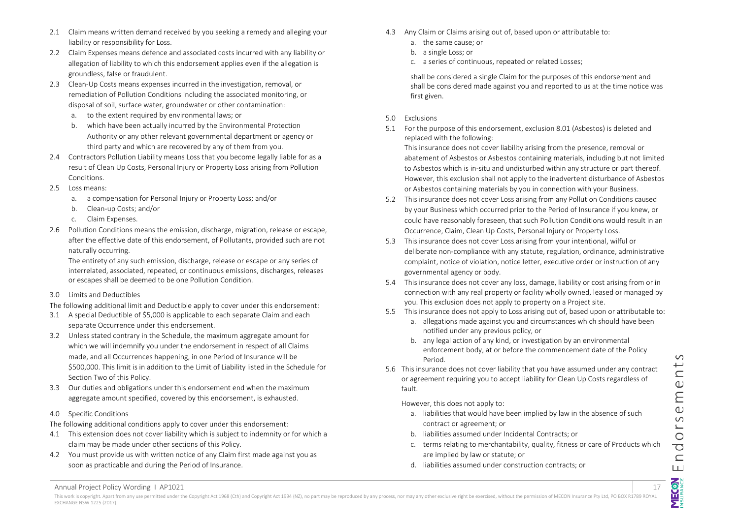2.1 Claim means written demand received by you seeking a remedy and alleging your liability or responsibility for Loss.

2.2 Claim Expenses means defence and associated costs incurred with any liability or allegation of liability to which this endorsement applies even if the allegation is groundless, false or fraudulent.

2.3 Clean-Up Costs means expenses incurred in the investigation, removal, or remediation of Pollution Conditions including the associated monitoring, or disposal of soil, surface water, groundwater or other contamination:

   a. to the extent required by environmental laws; or

   b. which have been actually incurred by the Environmental Protection Authority or any other relevant governmental department or agency or third party and which are recovered by any of them from you.

2.4 Contractors Pollution Liability means Loss that you become legally liable for as a result of Clean Up Costs, Personal Injury or Property Loss arising from Pollution Conditions.

2.5 Loss means:

   a. a compensation for Personal Injury or Property Loss; and/or

   b. Clean-up Costs; and/or

   c. Claim Expenses.

2.6 Pollution Conditions means the emission, discharge, migration, release or escape, after the effective date of this endorsement, of Pollutants, provided such are not naturally occurring.

   The entirety of any such emission, discharge, release or escape or any series of interrelated, associated, repeated, or continuous emissions, discharges, releases or escapes shall be deemed to be one Pollution Condition.

## 3.0 Limits and Deductibles

The following additional limit and Deductible apply to cover under this endorsement:

3.1 A special Deductible of $5,000 is applicable to each separate Claim and each separate Occurrence under this endorsement.

3.2 Unless stated contrary in the Schedule, the maximum aggregate amount for which we will indemnify you under the endorsement in respect of all Claims made, and all Occurrences happening, in one Period of Insurance will be $500,000. This limit is in addition to the Limit of Liability listed in the Schedule for Section Two of this Policy.

3.3 Our duties and obligations under this endorsement end when the maximum aggregate amount specified, covered by this endorsement, is exhausted.

## 4.0 Specific Conditions

The following additional conditions apply to cover under this endorsement:

4.1 This extension does not cover liability which is subject to indemnity or for which a claim may be made under other sections of this Policy.

4.2 You must provide us with written notice of any Claim first made against you as soon as practicable and during the Period of Insurance.

4.3 Any Claim or Claims arising out of, based upon or attributable to:

   a. the same cause; or

   b. a single Loss; or

   c. a series of continuous, repeated or related Losses;

   shall be considered a single Claim for the purposes of this endorsement and shall be considered made against you and reported to us at the time notice was first given.

## 5.0 Exclusions

5.1 For the purpose of this endorsement, exclusion 8.01 (Asbestos) is deleted and replaced with the following:

   This insurance does not cover liability arising from the presence, removal or abatement of Asbestos or Asbestos containing materials, including but not limited to Asbestos which is in-situ and undisturbed within any structure or part thereof. However, this exclusion shall not apply to the inadvertent disturbance of Asbestos or Asbestos containing materials by you in connection with your Business.

5.2 This insurance does not cover Loss arising from any Pollution Conditions caused by your Business which occurred prior to the Period of Insurance if you knew, or could have reasonably foreseen, that such Pollution Conditions would result in an Occurrence, Claim, Clean Up Costs, Personal Injury or Property Loss.

5.3 This insurance does not cover Loss arising from your intentional, wilful or deliberate non-compliance with any statute, regulation, ordinance, administrative complaint, notice of violation, notice letter, executive order or instruction of any governmental agency or body.

5.4 This insurance does not cover any loss, damage, liability or cost arising from or in connection with any real property or facility wholly owned, leased or managed by you. This exclusion does not apply to property on a Project site.

5.5 This insurance does not apply to Loss arising out of, based upon or attributable to:

   a. allegations made against you and circumstances which should have been notified under any previous policy, or

   b. any legal action of any kind, or investigation by an environmental enforcement body, at or before the commencement date of the Policy Period.

5.6 This insurance does not cover liability that you have assumed under any contract or agreement requiring you to accept liability for Clean Up Costs regardless of fault.

   However, this does not apply to:

   a. liabilities that would have been implied by law in the absence of such contract or agreement; or

   b. liabilities assumed under Incidental Contracts; or

   c. terms relating to merchantability, quality, fitness or care of Products which are implied by law or statute; or

   d. liabilities assumed under construction contracts; or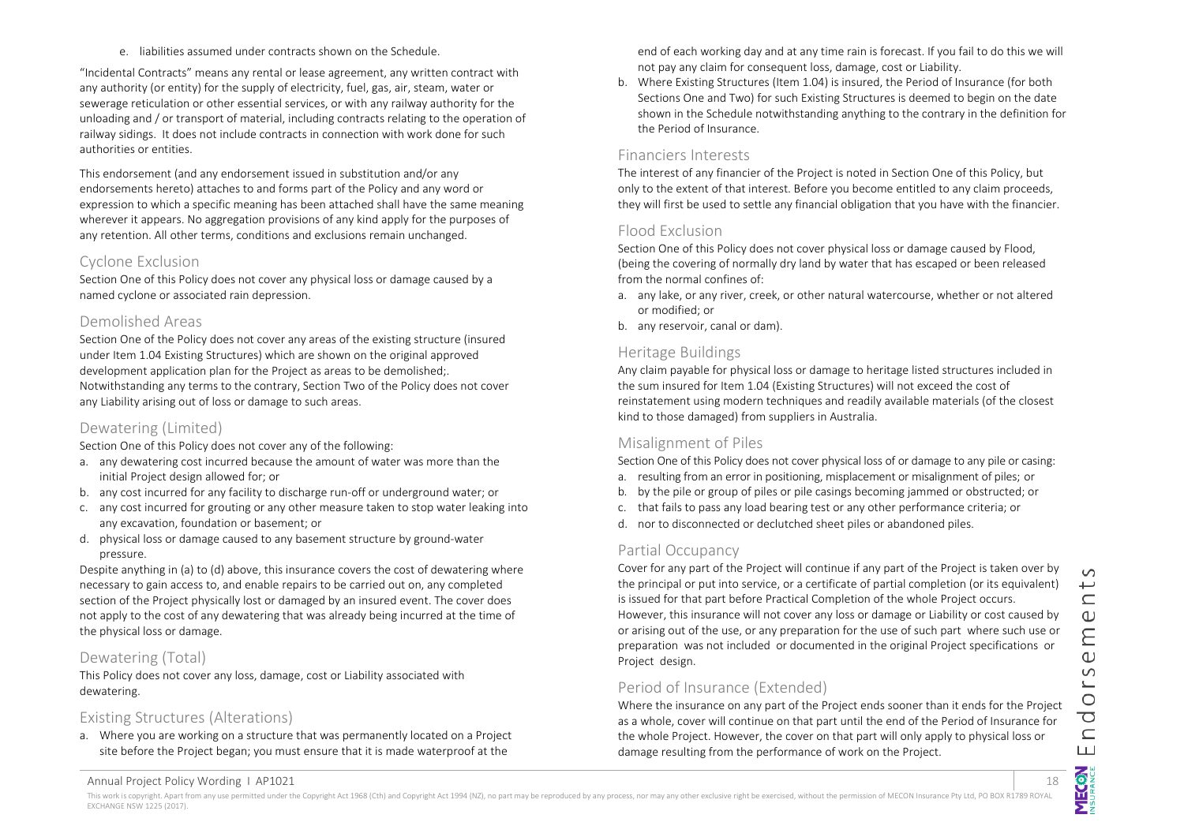e. liabilities assumed under contracts shown on the Schedule.

"Incidental Contracts" means any rental or lease agreement, any written contract with any authority (or entity) for the supply of electricity, fuel, gas, air, steam, water or sewerage reticulation or other essential services, or with any railway authority for the unloading and / or transport of material, including contracts relating to the operation of railway sidings. It does not include contracts in connection with work done for such authorities or entities.

This endorsement (and any endorsement issued in substitution and/or any endorsements hereto) attaches to and forms part of the Policy and any word or expression to which a specific meaning has been attached shall have the same meaning wherever it appears. No aggregation provisions of any kind apply for the purposes of any retention. All other terms, conditions and exclusions remain unchanged.

## Cyclone Exclusion

Section One of this Policy does not cover any physical loss or damage caused by a named cyclone or associated rain depression.

## Demolished Areas

Section One of the Policy does not cover any areas of the existing structure (insured under Item 1.04 Existing Structures) which are shown on the original approved development application plan for the Project as areas to be demolished;. Notwithstanding any terms to the contrary, Section Two of the Policy does not cover any Liability arising out of loss or damage to such areas.

## Dewatering (Limited)

Section One of this Policy does not cover any of the following:

a. any dewatering cost incurred because the amount of water was more than the initial Project design allowed for; or
b. any cost incurred for any facility to discharge run-off or underground water; or
c. any cost incurred for grouting or any other measure taken to stop water leaking into any excavation, foundation or basement; or
d. physical loss or damage caused to any basement structure by ground-water pressure.

Despite anything in (a) to (d) above, this insurance covers the cost of dewatering where necessary to gain access to, and enable repairs to be carried out on, any completed section of the Project physically lost or damaged by an insured event. The cover does not apply to the cost of any dewatering that was already being incurred at the time of the physical loss or damage.

## Dewatering (Total)

This Policy does not cover any loss, damage, cost or Liability associated with dewatering.

## Existing Structures (Alterations)

a. Where you are working on a structure that was permanently located on a Project site before the Project began; you must ensure that it is made waterproof at the end of each working day and at any time rain is forecast. If you fail to do this we will not pay any claim for consequent loss, damage, cost or Liability.
b. Where Existing Structures (Item 1.04) is insured, the Period of Insurance (for both Sections One and Two) for such Existing Structures is deemed to begin on the date shown in the Schedule notwithstanding anything to the contrary in the definition for the Period of Insurance.

## Financiers Interests

The interest of any financier of the Project is noted in Section One of this Policy, but only to the extent of that interest. Before you become entitled to any claim proceeds, they will first be used to settle any financial obligation that you have with the financier.

## Flood Exclusion

Section One of this Policy does not cover physical loss or damage caused by Flood, (being the covering of normally dry land by water that has escaped or been released from the normal confines of:

a. any lake, or any river, creek, or other natural watercourse, whether or not altered or modified; or
b. any reservoir, canal or dam).

## Heritage Buildings

Any claim payable for physical loss or damage to heritage listed structures included in the sum insured for Item 1.04 (Existing Structures) will not exceed the cost of reinstatement using modern techniques and readily available materials (of the closest kind to those damaged) from suppliers in Australia.

## Misalignment of Piles

Section One of this Policy does not cover physical loss of or damage to any pile or casing:

a. resulting from an error in positioning, misplacement or misalignment of piles; or
b. by the pile or group of piles or pile casings becoming jammed or obstructed; or
c. that fails to pass any load bearing test or any other performance criteria; or
d. nor to disconnected or declutched sheet piles or abandoned piles.

## Partial Occupancy

Cover for any part of the Project will continue if any part of the Project is taken over by the principal or put into service, or a certificate of partial completion (or its equivalent) is issued for that part before Practical Completion of the whole Project occurs. However, this insurance will not cover any loss or damage or Liability or cost caused by or arising out of the use, or any preparation for the use of such part where such use or preparation was not included or documented in the original Project specifications or Project design.

## Period of Insurance (Extended)

Where the insurance on any part of the Project ends sooner than it ends for the Project as a whole, cover will continue on that part until the end of the Period of Insurance for the whole Project. However, the cover on that part will only apply to physical loss or damage resulting from the performance of work on the Project.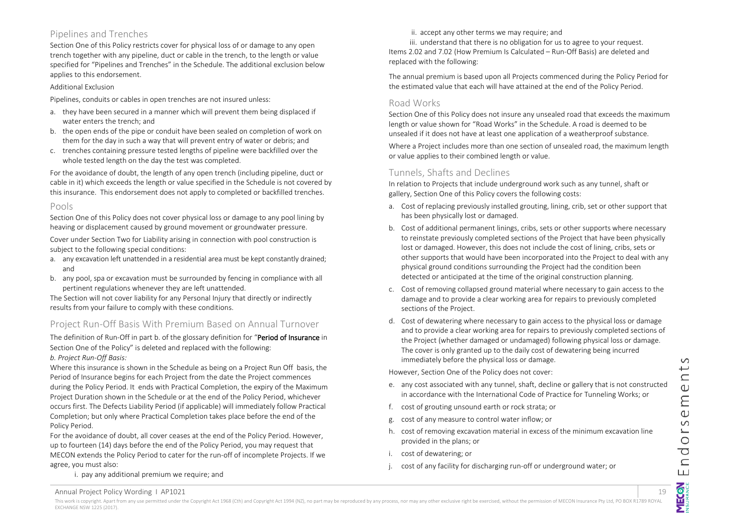## Pipelines and Trenches

Section One of this Policy restricts cover for physical loss of or damage to any open trench together with any pipeline, duct or cable in the trench, to the length or value specified for "Pipelines and Trenches" in the Schedule. The additional exclusion below applies to this endorsement.

Additional Exclusion

Pipelines, conduits or cables in open trenches are not insured unless:

a. they have been secured in a manner which will prevent them being displaced if water enters the trench; and
b. the open ends of the pipe or conduit have been sealed on completion of work on them for the day in such a way that will prevent entry of water or debris; and
c. trenches containing pressure tested lengths of pipeline were backfilled over the whole tested length on the day the test was completed.

For the avoidance of doubt, the length of any open trench (including pipeline, duct or cable in it) which exceeds the length or value specified in the Schedule is not covered by this insurance. This endorsement does not apply to completed or backfilled trenches.

## Pools

Section One of this Policy does not cover physical loss or damage to any pool lining by heaving or displacement caused by ground movement or groundwater pressure.

Cover under Section Two for Liability arising in connection with pool construction is subject to the following special conditions:

a. any excavation left unattended in a residential area must be kept constantly drained; and
b. any pool, spa or excavation must be surrounded by fencing in compliance with all pertinent regulations whenever they are left unattended.

The Section will not cover liability for any Personal Injury that directly or indirectly results from your failure to comply with these conditions.

## Project Run-Off Basis With Premium Based on Annual Turnover

The definition of Run-Off in part b. of the glossary definition for "**Period of Insurance** in Section One of the Policy" is deleted and replaced with the following:

*b. Project Run-Off Basis:*

Where this insurance is shown in the Schedule as being on a Project Run Off basis, the Period of Insurance begins for each Project from the date the Project commences during the Policy Period. It ends with Practical Completion, the expiry of the Maximum Project Duration shown in the Schedule or at the end of the Policy Period, whichever occurs first. The Defects Liability Period (if applicable) will immediately follow Practical Completion; but only where Practical Completion takes place before the end of the Policy Period.

For the avoidance of doubt, all cover ceases at the end of the Policy Period. However, up to fourteen (14) days before the end of the Policy Period, you may request that MECON extends the Policy Period to cater for the run-off of incomplete Projects. If we agree, you must also:

i. pay any additional premium we require; and
ii. accept any other terms we may require; and
iii. understand that there is no obligation for us to agree to your request.

Items 2.02 and 7.02 (How Premium Is Calculated – Run-Off Basis) are deleted and replaced with the following:

The annual premium is based upon all Projects commenced during the Policy Period for the estimated value that each will have attained at the end of the Policy Period.

## Road Works

Section One of this Policy does not insure any unsealed road that exceeds the maximum length or value shown for "Road Works" in the Schedule. A road is deemed to be unsealed if it does not have at least one application of a weatherproof substance.

Where a Project includes more than one section of unsealed road, the maximum length or value applies to their combined length or value.

## Tunnels, Shafts and Declines

In relation to Projects that include underground work such as any tunnel, shaft or gallery, Section One of this Policy covers the following costs:

a. Cost of replacing previously installed grouting, lining, crib, set or other support that has been physically lost or damaged.
b. Cost of additional permanent linings, cribs, sets or other supports where necessary to reinstate previously completed sections of the Project that have been physically lost or damaged. However, this does not include the cost of lining, cribs, sets or other supports that would have been incorporated into the Project to deal with any physical ground conditions surrounding the Project had the condition been detected or anticipated at the time of the original construction planning.
c. Cost of removing collapsed ground material where necessary to gain access to the damage and to provide a clear working area for repairs to previously completed sections of the Project.
d. Cost of dewatering where necessary to gain access to the physical loss or damage and to provide a clear working area for repairs to previously completed sections of the Project (whether damaged or undamaged) following physical loss or damage. The cover is only granted up to the daily cost of dewatering being incurred immediately before the physical loss or damage.

However, Section One of the Policy does not cover:

e. any cost associated with any tunnel, shaft, decline or gallery that is not constructed in accordance with the International Code of Practice for Tunneling Works; or
f. cost of grouting unsound earth or rock strata; or
g. cost of any measure to control water inflow; or
h. cost of removing excavation material in excess of the minimum excavation line provided in the plans; or
i. cost of dewatering; or
j. cost of any facility for discharging run-off or underground water; or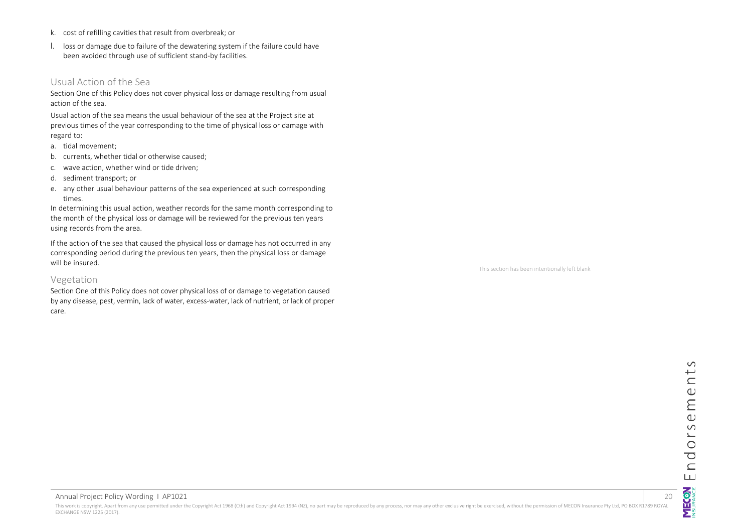k. cost of refilling cavities that result from overbreak; or

l. loss or damage due to failure of the dewatering system if the failure could have been avoided through use of sufficient stand-by facilities.

## Usual Action of the Sea

Section One of this Policy does not cover physical loss or damage resulting from usual action of the sea.

Usual action of the sea means the usual behaviour of the sea at the Project site at previous times of the year corresponding to the time of physical loss or damage with regard to:

a. tidal movement;
b. currents, whether tidal or otherwise caused;
c. wave action, whether wind or tide driven;
d. sediment transport; or
e. any other usual behaviour patterns of the sea experienced at such corresponding times.

In determining this usual action, weather records for the same month corresponding to the month of the physical loss or damage will be reviewed for the previous ten years using records from the area.

If the action of the sea that caused the physical loss or damage has not occurred in any corresponding period during the previous ten years, then the physical loss or damage will be insured.

## Vegetation

Section One of this Policy does not cover physical loss of or damage to vegetation caused by any disease, pest, vermin, lack of water, excess-water, lack of nutrient, or lack of proper care.

This section has been intentionally left blank